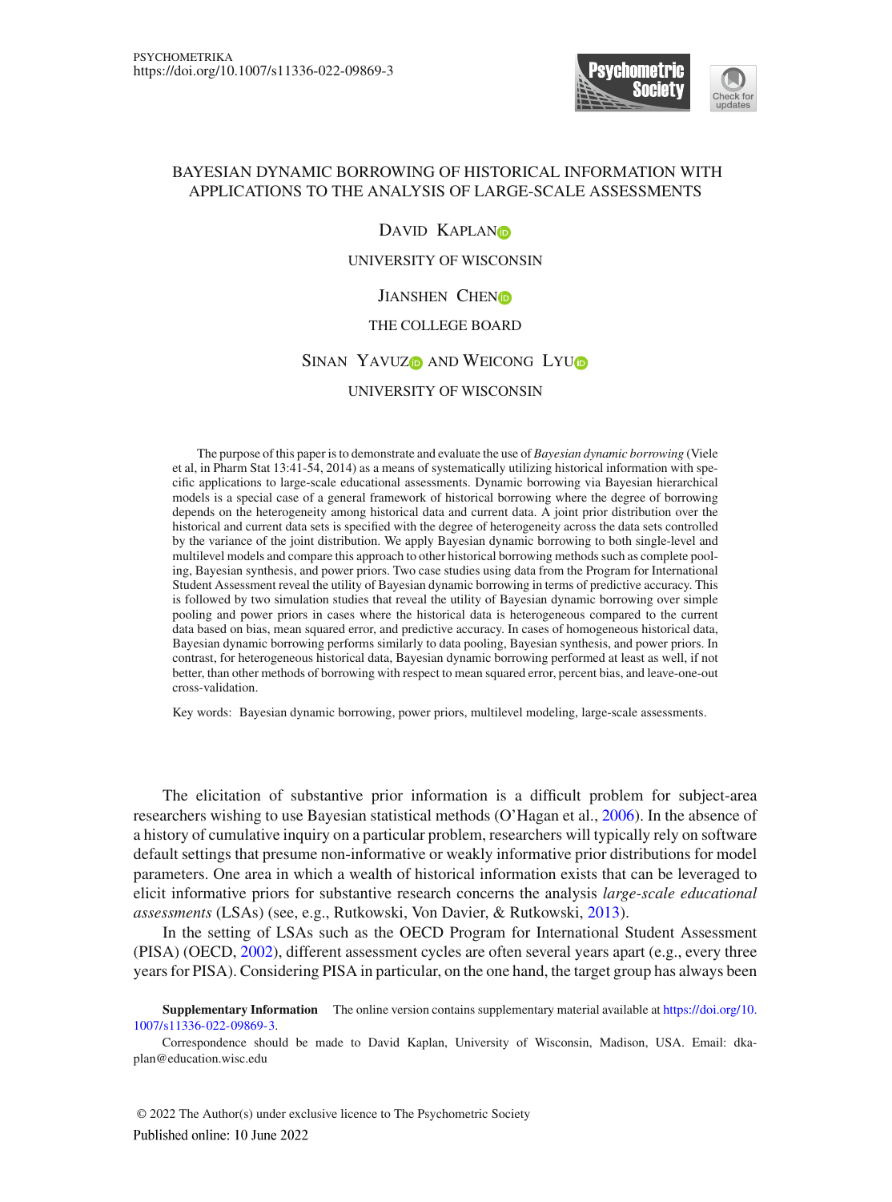# BAYESIAN DYNAMIC BORROWING OF HISTORICAL INFORMATION WITH APPLICATIONS TO THE ANALYSIS OF LARGE-SCALE ASSESSMENTS

DAVID KAPLAN

UNIVERSITY OF WISCONSIN

JIANSHEN CHEN

THE COLLEGE BOARD

SINAN YAVUZ AND WEICONG LYU

UNIVERSITY OF WISCONSIN

The purpose of this paper is to demonstrate and evaluate the use of *Bayesian dynamic borrowing* (Viele et al, in Pharm Stat 13:41-54, 2014) as a means of systematically utilizing historical information with specific applications to large-scale educational assessments. Dynamic borrowing via Bayesian hierarchical models is a special case of a general framework of historical borrowing where the degree of borrowing depends on the heterogeneity among historical data and current data. A joint prior distribution over the historical and current data sets is specified with the degree of heterogeneity across the data sets controlled by the variance of the joint distribution. We apply Bayesian dynamic borrowing to both single-level and multilevel models and compare this approach to other historical borrowing methods such as complete pooling, Bayesian synthesis, and power priors. Two case studies using data from the Program for International Student Assessment reveal the utility of Bayesian dynamic borrowing in terms of predictive accuracy. This is followed by two simulation studies that reveal the utility of Bayesian dynamic borrowing over simple pooling and power priors in cases where the historical data is heterogeneous compared to the current data based on bias, mean squared error, and predictive accuracy. In cases of homogeneous historical data, Bayesian dynamic borrowing performs similarly to data pooling, Bayesian synthesis, and power priors. In contrast, for heterogeneous historical data, Bayesian dynamic borrowing performed at least as well, if not better, than other methods of borrowing with respect to mean squared error, percent bias, and leave-one-out cross-validation.

Key words: Bayesian dynamic borrowing, power priors, multilevel modeling, large-scale assessments.

The elicitation of substantive prior information is a difficult problem for subject-area researchers wishing to use Bayesian statistical methods (O'Hagan et al., 2006). In the absence of a history of cumulative inquiry on a particular problem, researchers will typically rely on software default settings that presume non-informative or weakly informative prior distributions for model parameters. One area in which a wealth of historical information exists that can be leveraged to elicit informative priors for substantive research concerns the analysis *large-scale educational assessments* (LSAs) (see, e.g., Rutkowski, Von Davier, & Rutkowski, 2013).

In the setting of LSAs such as the OECD Program for International Student Assessment (PISA) (OECD, 2002), different assessment cycles are often several years apart (e.g., every three years for PISA). Considering PISA in particular, on the one hand, the target group has always been

**Supplementary Information** The online version contains supplementary material available at https://doi.org/10.1007/s11336-022-09869-3.

Correspondence should be made to David Kaplan, University of Wisconsin, Madison, USA. Email: dkaplan@education.wisc.edu

© 2022 The Author(s) under exclusive licence to The Psychometric Society

Published online: 10 June 2022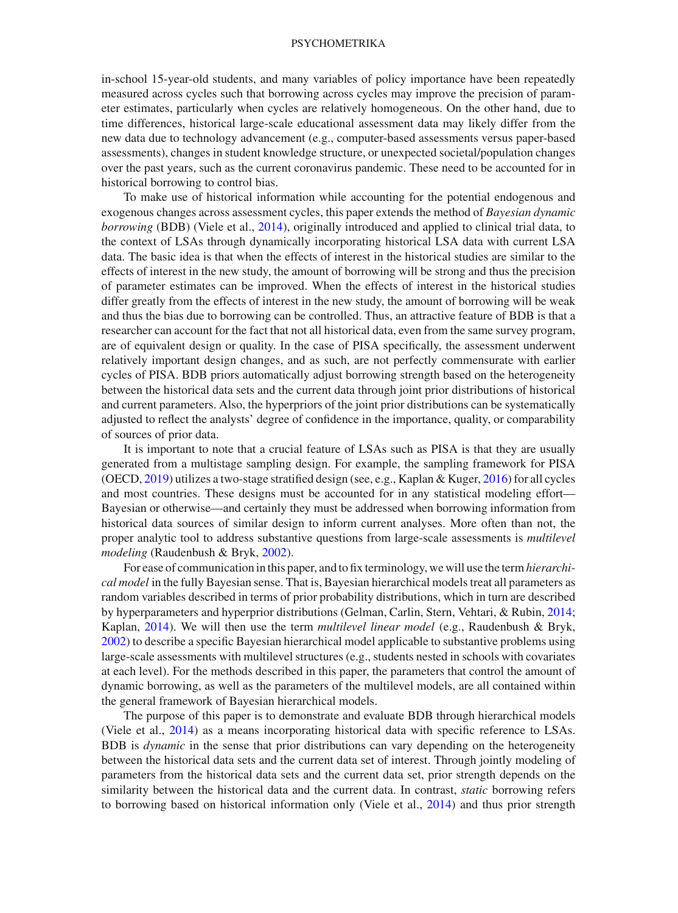in-school 15-year-old students, and many variables of policy importance have been repeatedly measured across cycles such that borrowing across cycles may improve the precision of parameter estimates, particularly when cycles are relatively homogeneous. On the other hand, due to time differences, historical large-scale educational assessment data may likely differ from the new data due to technology advancement (e.g., computer-based assessments versus paper-based assessments), changes in student knowledge structure, or unexpected societal/population changes over the past years, such as the current coronavirus pandemic. These need to be accounted for in historical borrowing to control bias.

To make use of historical information while accounting for the potential endogenous and exogenous changes across assessment cycles, this paper extends the method of *Bayesian dynamic borrowing* (BDB) (Viele et al., 2014), originally introduced and applied to clinical trial data, to the context of LSAs through dynamically incorporating historical LSA data with current LSA data. The basic idea is that when the effects of interest in the historical studies are similar to the effects of interest in the new study, the amount of borrowing will be strong and thus the precision of parameter estimates can be improved. When the effects of interest in the historical studies differ greatly from the effects of interest in the new study, the amount of borrowing will be weak and thus the bias due to borrowing can be controlled. Thus, an attractive feature of BDB is that a researcher can account for the fact that not all historical data, even from the same survey program, are of equivalent design or quality. In the case of PISA specifically, the assessment underwent relatively important design changes, and as such, are not perfectly commensurate with earlier cycles of PISA. BDB priors automatically adjust borrowing strength based on the heterogeneity between the historical data sets and the current data through joint prior distributions of historical and current parameters. Also, the hyperpriors of the joint prior distributions can be systematically adjusted to reflect the analysts' degree of confidence in the importance, quality, or comparability of sources of prior data.

It is important to note that a crucial feature of LSAs such as PISA is that they are usually generated from a multistage sampling design. For example, the sampling framework for PISA (OECD, 2019) utilizes a two-stage stratified design (see, e.g., Kaplan & Kuger, 2016) for all cycles and most countries. These designs must be accounted for in any statistical modeling effort—Bayesian or otherwise—and certainly they must be addressed when borrowing information from historical data sources of similar design to inform current analyses. More often than not, the proper analytic tool to address substantive questions from large-scale assessments is *multilevel modeling* (Raudenbush & Bryk, 2002).

For ease of communication in this paper, and to fix terminology, we will use the term *hierarchical model* in the fully Bayesian sense. That is, Bayesian hierarchical models treat all parameters as random variables described in terms of prior probability distributions, which in turn are described by hyperparameters and hyperprior distributions (Gelman, Carlin, Stern, Vehtari, & Rubin, 2014; Kaplan, 2014). We will then use the term *multilevel linear model* (e.g., Raudenbush & Bryk, 2002) to describe a specific Bayesian hierarchical model applicable to substantive problems using large-scale assessments with multilevel structures (e.g., students nested in schools with covariates at each level). For the methods described in this paper, the parameters that control the amount of dynamic borrowing, as well as the parameters of the multilevel models, are all contained within the general framework of Bayesian hierarchical models.

The purpose of this paper is to demonstrate and evaluate BDB through hierarchical models (Viele et al., 2014) as a means incorporating historical data with specific reference to LSAs. BDB is *dynamic* in the sense that prior distributions can vary depending on the heterogeneity between the historical data sets and the current data set of interest. Through jointly modeling of parameters from the historical data sets and the current data set, prior strength depends on the similarity between the historical data and the current data. In contrast, *static* borrowing refers to borrowing based on historical information only (Viele et al., 2014) and thus prior strength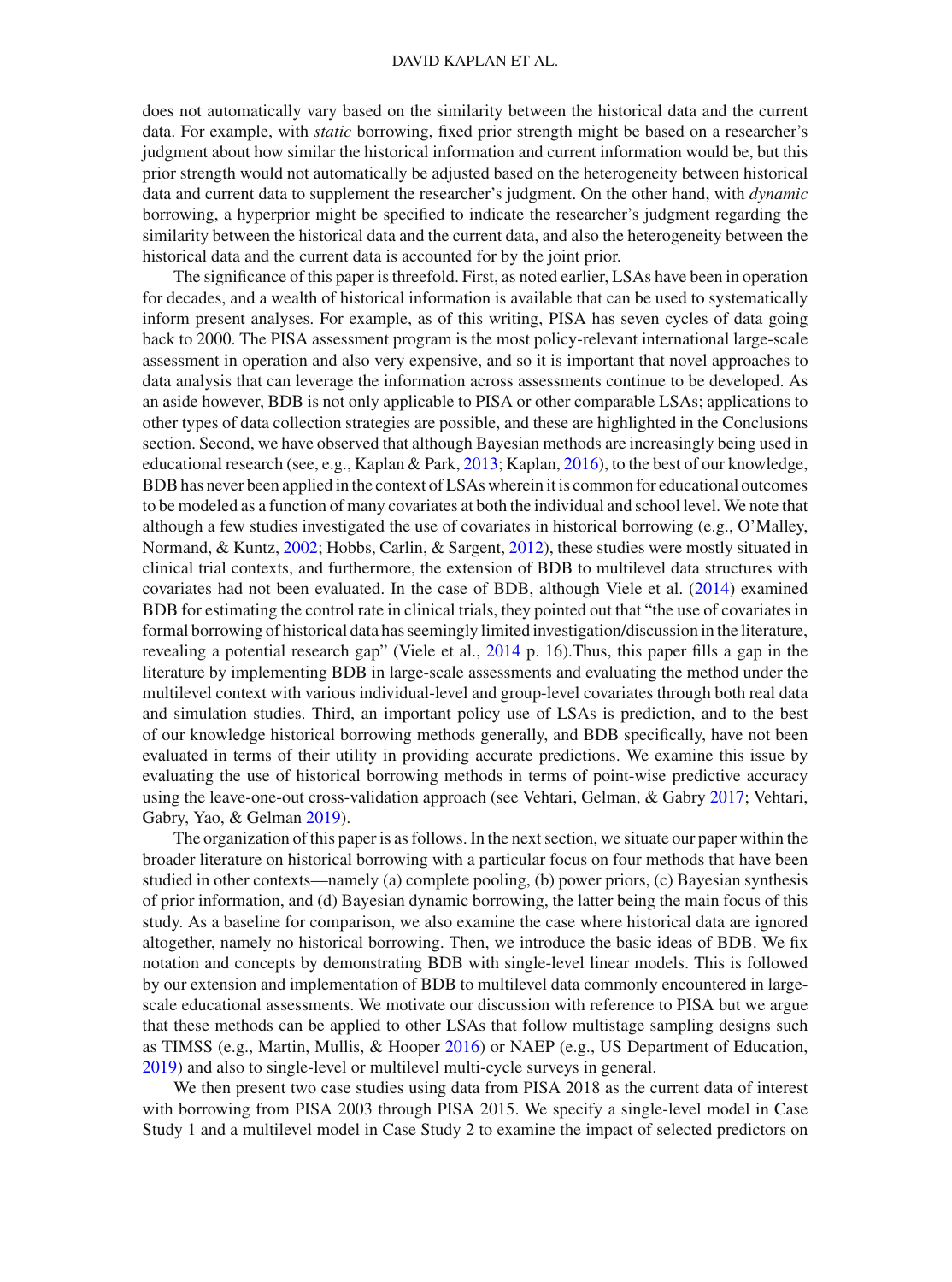does not automatically vary based on the similarity between the historical data and the current data. For example, with *static* borrowing, fixed prior strength might be based on a researcher's judgment about how similar the historical information and current information would be, but this prior strength would not automatically be adjusted based on the heterogeneity between historical data and current data to supplement the researcher's judgment. On the other hand, with *dynamic* borrowing, a hyperprior might be specified to indicate the researcher's judgment regarding the similarity between the historical data and the current data, and also the heterogeneity between the historical data and the current data is accounted for by the joint prior.

The significance of this paper is threefold. First, as noted earlier, LSAs have been in operation for decades, and a wealth of historical information is available that can be used to systematically inform present analyses. For example, as of this writing, PISA has seven cycles of data going back to 2000. The PISA assessment program is the most policy-relevant international large-scale assessment in operation and also very expensive, and so it is important that novel approaches to data analysis that can leverage the information across assessments continue to be developed. As an aside however, BDB is not only applicable to PISA or other comparable LSAs; applications to other types of data collection strategies are possible, and these are highlighted in the Conclusions section. Second, we have observed that although Bayesian methods are increasingly being used in educational research (see, e.g., Kaplan & Park, 2013; Kaplan, 2016), to the best of our knowledge, BDB has never been applied in the context of LSAs wherein it is common for educational outcomes to be modeled as a function of many covariates at both the individual and school level. We note that although a few studies investigated the use of covariates in historical borrowing (e.g., O'Malley, Normand, & Kuntz, 2002; Hobbs, Carlin, & Sargent, 2012), these studies were mostly situated in clinical trial contexts, and furthermore, the extension of BDB to multilevel data structures with covariates had not been evaluated. In the case of BDB, although Viele et al. (2014) examined BDB for estimating the control rate in clinical trials, they pointed out that "the use of covariates in formal borrowing of historical data has seemingly limited investigation/discussion in the literature, revealing a potential research gap" (Viele et al., 2014 p. 16).Thus, this paper fills a gap in the literature by implementing BDB in large-scale assessments and evaluating the method under the multilevel context with various individual-level and group-level covariates through both real data and simulation studies. Third, an important policy use of LSAs is prediction, and to the best of our knowledge historical borrowing methods generally, and BDB specifically, have not been evaluated in terms of their utility in providing accurate predictions. We examine this issue by evaluating the use of historical borrowing methods in terms of point-wise predictive accuracy using the leave-one-out cross-validation approach (see Vehtari, Gelman, & Gabry 2017; Vehtari, Gabry, Yao, & Gelman 2019).

The organization of this paper is as follows. In the next section, we situate our paper within the broader literature on historical borrowing with a particular focus on four methods that have been studied in other contexts—namely (a) complete pooling, (b) power priors, (c) Bayesian synthesis of prior information, and (d) Bayesian dynamic borrowing, the latter being the main focus of this study. As a baseline for comparison, we also examine the case where historical data are ignored altogether, namely no historical borrowing. Then, we introduce the basic ideas of BDB. We fix notation and concepts by demonstrating BDB with single-level linear models. This is followed by our extension and implementation of BDB to multilevel data commonly encountered in large-scale educational assessments. We motivate our discussion with reference to PISA but we argue that these methods can be applied to other LSAs that follow multistage sampling designs such as TIMSS (e.g., Martin, Mullis, & Hooper 2016) or NAEP (e.g., US Department of Education, 2019) and also to single-level or multilevel multi-cycle surveys in general.

We then present two case studies using data from PISA 2018 as the current data of interest with borrowing from PISA 2003 through PISA 2015. We specify a single-level model in Case Study 1 and a multilevel model in Case Study 2 to examine the impact of selected predictors on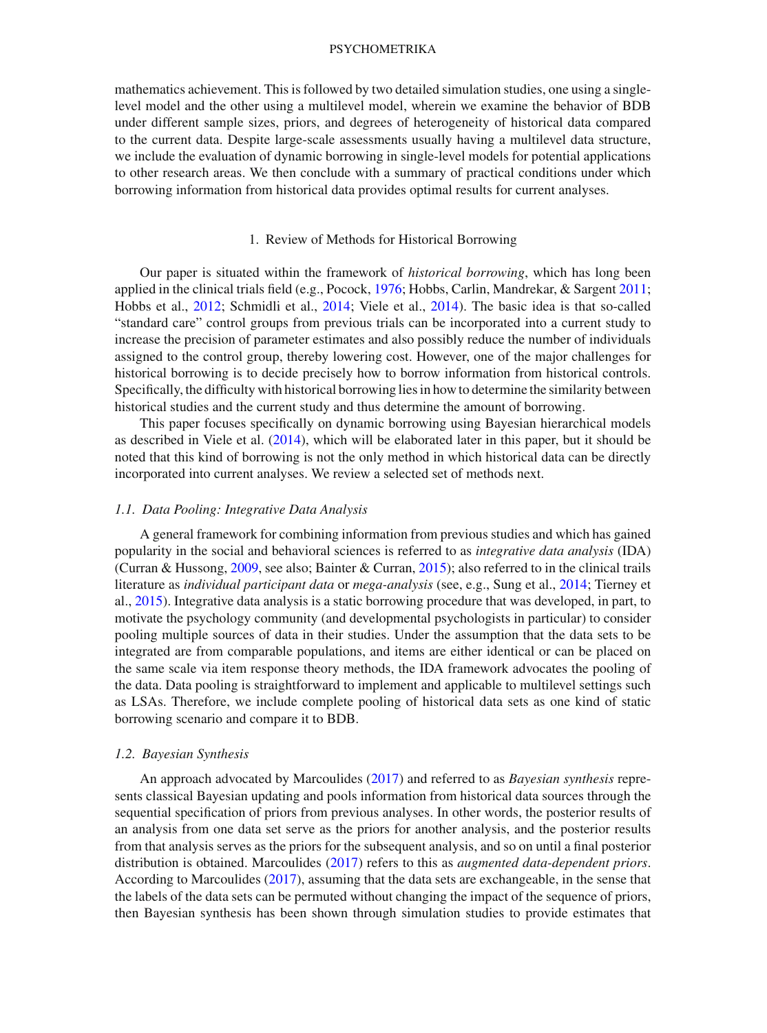mathematics achievement. This is followed by two detailed simulation studies, one using a single-level model and the other using a multilevel model, wherein we examine the behavior of BDB under different sample sizes, priors, and degrees of heterogeneity of historical data compared to the current data. Despite large-scale assessments usually having a multilevel data structure, we include the evaluation of dynamic borrowing in single-level models for potential applications to other research areas. We then conclude with a summary of practical conditions under which borrowing information from historical data provides optimal results for current analyses.

## 1. Review of Methods for Historical Borrowing

Our paper is situated within the framework of *historical borrowing*, which has long been applied in the clinical trials field (e.g., Pocock, 1976; Hobbs, Carlin, Mandrekar, & Sargent 2011; Hobbs et al., 2012; Schmidli et al., 2014; Viele et al., 2014). The basic idea is that so-called "standard care" control groups from previous trials can be incorporated into a current study to increase the precision of parameter estimates and also possibly reduce the number of individuals assigned to the control group, thereby lowering cost. However, one of the major challenges for historical borrowing is to decide precisely how to borrow information from historical controls. Specifically, the difficulty with historical borrowing lies in how to determine the similarity between historical studies and the current study and thus determine the amount of borrowing.

This paper focuses specifically on dynamic borrowing using Bayesian hierarchical models as described in Viele et al. (2014), which will be elaborated later in this paper, but it should be noted that this kind of borrowing is not the only method in which historical data can be directly incorporated into current analyses. We review a selected set of methods next.

### 1.1. Data Pooling: Integrative Data Analysis

A general framework for combining information from previous studies and which has gained popularity in the social and behavioral sciences is referred to as *integrative data analysis* (IDA) (Curran & Hussong, 2009, see also; Bainter & Curran, 2015); also referred to in the clinical trails literature as *individual participant data* or *mega-analysis* (see, e.g., Sung et al., 2014; Tierney et al., 2015). Integrative data analysis is a static borrowing procedure that was developed, in part, to motivate the psychology community (and developmental psychologists in particular) to consider pooling multiple sources of data in their studies. Under the assumption that the data sets to be integrated are from comparable populations, and items are either identical or can be placed on the same scale via item response theory methods, the IDA framework advocates the pooling of the data. Data pooling is straightforward to implement and applicable to multilevel settings such as LSAs. Therefore, we include complete pooling of historical data sets as one kind of static borrowing scenario and compare it to BDB.

### 1.2. Bayesian Synthesis

An approach advocated by Marcoulides (2017) and referred to as *Bayesian synthesis* represents classical Bayesian updating and pools information from historical data sources through the sequential specification of priors from previous analyses. In other words, the posterior results of an analysis from one data set serve as the priors for another analysis, and the posterior results from that analysis serves as the priors for the subsequent analysis, and so on until a final posterior distribution is obtained. Marcoulides (2017) refers to this as *augmented data-dependent priors*. According to Marcoulides (2017), assuming that the data sets are exchangeable, in the sense that the labels of the data sets can be permuted without changing the impact of the sequence of priors, then Bayesian synthesis has been shown through simulation studies to provide estimates that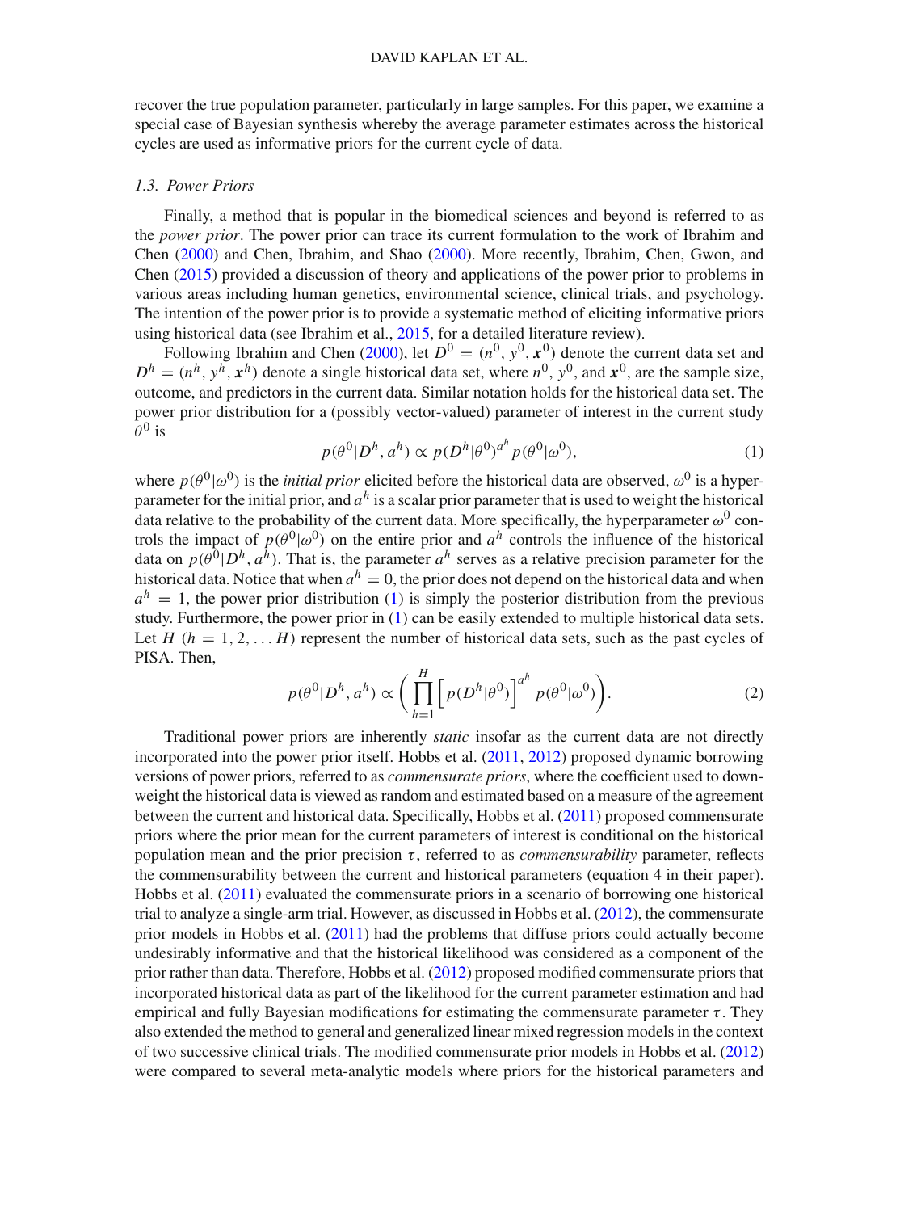recover the true population parameter, particularly in large samples. For this paper, we examine a special case of Bayesian synthesis whereby the average parameter estimates across the historical cycles are used as informative priors for the current cycle of data.

### 1.3. Power Priors

Finally, a method that is popular in the biomedical sciences and beyond is referred to as the *power prior*. The power prior can trace its current formulation to the work of Ibrahim and Chen (2000) and Chen, Ibrahim, and Shao (2000). More recently, Ibrahim, Chen, Gwon, and Chen (2015) provided a discussion of theory and applications of the power prior to problems in various areas including human genetics, environmental science, clinical trials, and psychology. The intention of the power prior is to provide a systematic method of eliciting informative priors using historical data (see Ibrahim et al., 2015, for a detailed literature review).

Following Ibrahim and Chen (2000), let $D^0 = (n^0, y^0, \boldsymbol{x}^0)$ denote the current data set and $D^h = (n^h, y^h, \boldsymbol{x}^h)$ denote a single historical data set, where $n^0$, $y^0$, and $\boldsymbol{x}^0$, are the sample size, outcome, and predictors in the current data. Similar notation holds for the historical data set. The power prior distribution for a (possibly vector-valued) parameter of interest in the current study $\theta^0$ is

$$p(\theta^0|D^h, a^h) \propto p(D^h|\theta^0)^{a^h} p(\theta^0|\omega^0), \tag{1}$$

where $p(\theta^0|\omega^0)$ is the *initial prior* elicited before the historical data are observed, $\omega^0$ is a hyperparameter for the initial prior, and $a^h$ is a scalar prior parameter that is used to weight the historical data relative to the probability of the current data. More specifically, the hyperparameter $\omega^0$ controls the impact of $p(\theta^0|\omega^0)$ on the entire prior and $a^h$ controls the influence of the historical data on $p(\theta^0|D^h, a^h)$. That is, the parameter $a^h$ serves as a relative precision parameter for the historical data. Notice that when $a^h = 0$, the prior does not depend on the historical data and when $a^h = 1$, the power prior distribution (1) is simply the posterior distribution from the previous study. Furthermore, the power prior in (1) can be easily extended to multiple historical data sets. Let $H$ $(h = 1, 2, \ldots H)$ represent the number of historical data sets, such as the past cycles of PISA. Then,

$$p(\theta^0|D^h, a^h) \propto \left( \prod_{h=1}^{H} \left[ p(D^h|\theta^0) \right]^{a^h} p(\theta^0|\omega^0) \right). \tag{2}$$

Traditional power priors are inherently *static* insofar as the current data are not directly incorporated into the power prior itself. Hobbs et al. (2011, 2012) proposed dynamic borrowing versions of power priors, referred to as *commensurate priors*, where the coefficient used to downweight the historical data is viewed as random and estimated based on a measure of the agreement between the current and historical data. Specifically, Hobbs et al. (2011) proposed commensurate priors where the prior mean for the current parameters of interest is conditional on the historical population mean and the prior precision $\tau$, referred to as *commensurability* parameter, reflects the commensurability between the current and historical parameters (equation 4 in their paper). Hobbs et al. (2011) evaluated the commensurate priors in a scenario of borrowing one historical trial to analyze a single-arm trial. However, as discussed in Hobbs et al. (2012), the commensurate prior models in Hobbs et al. (2011) had the problems that diffuse priors could actually become undesirably informative and that the historical likelihood was considered as a component of the prior rather than data. Therefore, Hobbs et al. (2012) proposed modified commensurate priors that incorporated historical data as part of the likelihood for the current parameter estimation and had empirical and fully Bayesian modifications for estimating the commensurate parameter $\tau$. They also extended the method to general and generalized linear mixed regression models in the context of two successive clinical trials. The modified commensurate prior models in Hobbs et al. (2012) were compared to several meta-analytic models where priors for the historical parameters and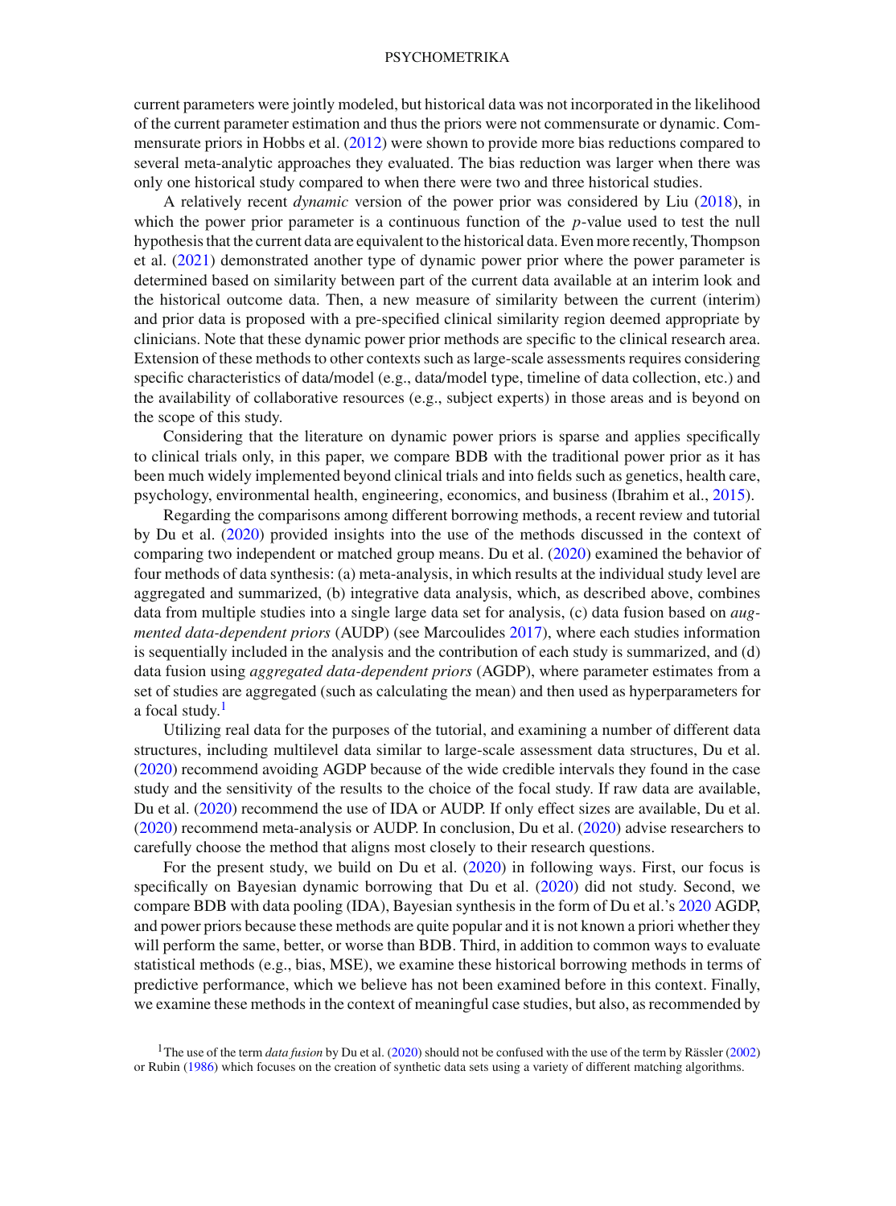current parameters were jointly modeled, but historical data was not incorporated in the likelihood of the current parameter estimation and thus the priors were not commensurate or dynamic. Commensurate priors in Hobbs et al. (2012) were shown to provide more bias reductions compared to several meta-analytic approaches they evaluated. The bias reduction was larger when there was only one historical study compared to when there were two and three historical studies.

A relatively recent *dynamic* version of the power prior was considered by Liu (2018), in which the power prior parameter is a continuous function of the $p$-value used to test the null hypothesis that the current data are equivalent to the historical data. Even more recently, Thompson et al. (2021) demonstrated another type of dynamic power prior where the power parameter is determined based on similarity between part of the current data available at an interim look and the historical outcome data. Then, a new measure of similarity between the current (interim) and prior data is proposed with a pre-specified clinical similarity region deemed appropriate by clinicians. Note that these dynamic power prior methods are specific to the clinical research area. Extension of these methods to other contexts such as large-scale assessments requires considering specific characteristics of data/model (e.g., data/model type, timeline of data collection, etc.) and the availability of collaborative resources (e.g., subject experts) in those areas and is beyond on the scope of this study.

Considering that the literature on dynamic power priors is sparse and applies specifically to clinical trials only, in this paper, we compare BDB with the traditional power prior as it has been much widely implemented beyond clinical trials and into fields such as genetics, health care, psychology, environmental health, engineering, economics, and business (Ibrahim et al., 2015).

Regarding the comparisons among different borrowing methods, a recent review and tutorial by Du et al. (2020) provided insights into the use of the methods discussed in the context of comparing two independent or matched group means. Du et al. (2020) examined the behavior of four methods of data synthesis: (a) meta-analysis, in which results at the individual study level are aggregated and summarized, (b) integrative data analysis, which, as described above, combines data from multiple studies into a single large data set for analysis, (c) data fusion based on *augmented data-dependent priors* (AUDP) (see Marcoulides 2017), where each studies information is sequentially included in the analysis and the contribution of each study is summarized, and (d) data fusion using *aggregated data-dependent priors* (AGDP), where parameter estimates from a set of studies are aggregated (such as calculating the mean) and then used as hyperparameters for a focal study.[1]

Utilizing real data for the purposes of the tutorial, and examining a number of different data structures, including multilevel data similar to large-scale assessment data structures, Du et al. (2020) recommend avoiding AGDP because of the wide credible intervals they found in the case study and the sensitivity of the results to the choice of the focal study. If raw data are available, Du et al. (2020) recommend the use of IDA or AUDP. If only effect sizes are available, Du et al. (2020) recommend meta-analysis or AUDP. In conclusion, Du et al. (2020) advise researchers to carefully choose the method that aligns most closely to their research questions.

For the present study, we build on Du et al. (2020) in following ways. First, our focus is specifically on Bayesian dynamic borrowing that Du et al. (2020) did not study. Second, we compare BDB with data pooling (IDA), Bayesian synthesis in the form of Du et al.'s 2020 AGDP, and power priors because these methods are quite popular and it is not known a priori whether they will perform the same, better, or worse than BDB. Third, in addition to common ways to evaluate statistical methods (e.g., bias, MSE), we examine these historical borrowing methods in terms of predictive performance, which we believe has not been examined before in this context. Finally, we examine these methods in the context of meaningful case studies, but also, as recommended by

[1] The use of the term *data fusion* by Du et al. (2020) should not be confused with the use of the term by Rässler (2002) or Rubin (1986) which focuses on the creation of synthetic data sets using a variety of different matching algorithms.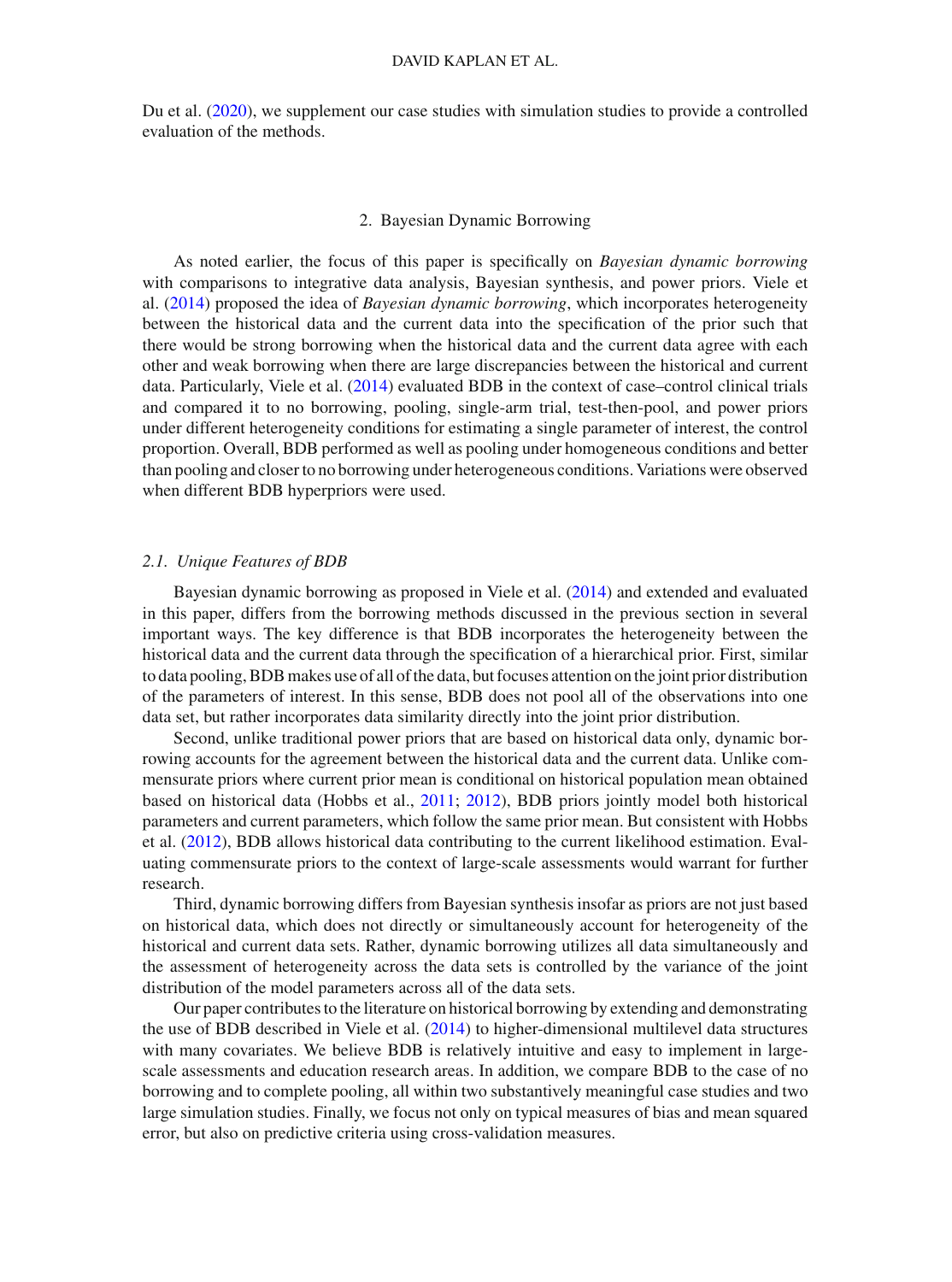Du et al. (2020), we supplement our case studies with simulation studies to provide a controlled evaluation of the methods.

## 2. Bayesian Dynamic Borrowing

As noted earlier, the focus of this paper is specifically on *Bayesian dynamic borrowing* with comparisons to integrative data analysis, Bayesian synthesis, and power priors. Viele et al. (2014) proposed the idea of *Bayesian dynamic borrowing*, which incorporates heterogeneity between the historical data and the current data into the specification of the prior such that there would be strong borrowing when the historical data and the current data agree with each other and weak borrowing when there are large discrepancies between the historical and current data. Particularly, Viele et al. (2014) evaluated BDB in the context of case–control clinical trials and compared it to no borrowing, pooling, single-arm trial, test-then-pool, and power priors under different heterogeneity conditions for estimating a single parameter of interest, the control proportion. Overall, BDB performed as well as pooling under homogeneous conditions and better than pooling and closer to no borrowing under heterogeneous conditions. Variations were observed when different BDB hyperpriors were used.

### *2.1. Unique Features of BDB*

Bayesian dynamic borrowing as proposed in Viele et al. (2014) and extended and evaluated in this paper, differs from the borrowing methods discussed in the previous section in several important ways. The key difference is that BDB incorporates the heterogeneity between the historical data and the current data through the specification of a hierarchical prior. First, similar to data pooling, BDB makes use of all of the data, but focuses attention on the joint prior distribution of the parameters of interest. In this sense, BDB does not pool all of the observations into one data set, but rather incorporates data similarity directly into the joint prior distribution.

Second, unlike traditional power priors that are based on historical data only, dynamic borrowing accounts for the agreement between the historical data and the current data. Unlike commensurate priors where current prior mean is conditional on historical population mean obtained based on historical data (Hobbs et al., 2011; 2012), BDB priors jointly model both historical parameters and current parameters, which follow the same prior mean. But consistent with Hobbs et al. (2012), BDB allows historical data contributing to the current likelihood estimation. Evaluating commensurate priors to the context of large-scale assessments would warrant for further research.

Third, dynamic borrowing differs from Bayesian synthesis insofar as priors are not just based on historical data, which does not directly or simultaneously account for heterogeneity of the historical and current data sets. Rather, dynamic borrowing utilizes all data simultaneously and the assessment of heterogeneity across the data sets is controlled by the variance of the joint distribution of the model parameters across all of the data sets.

Our paper contributes to the literature on historical borrowing by extending and demonstrating the use of BDB described in Viele et al. (2014) to higher-dimensional multilevel data structures with many covariates. We believe BDB is relatively intuitive and easy to implement in large-scale assessments and education research areas. In addition, we compare BDB to the case of no borrowing and to complete pooling, all within two substantively meaningful case studies and two large simulation studies. Finally, we focus not only on typical measures of bias and mean squared error, but also on predictive criteria using cross-validation measures.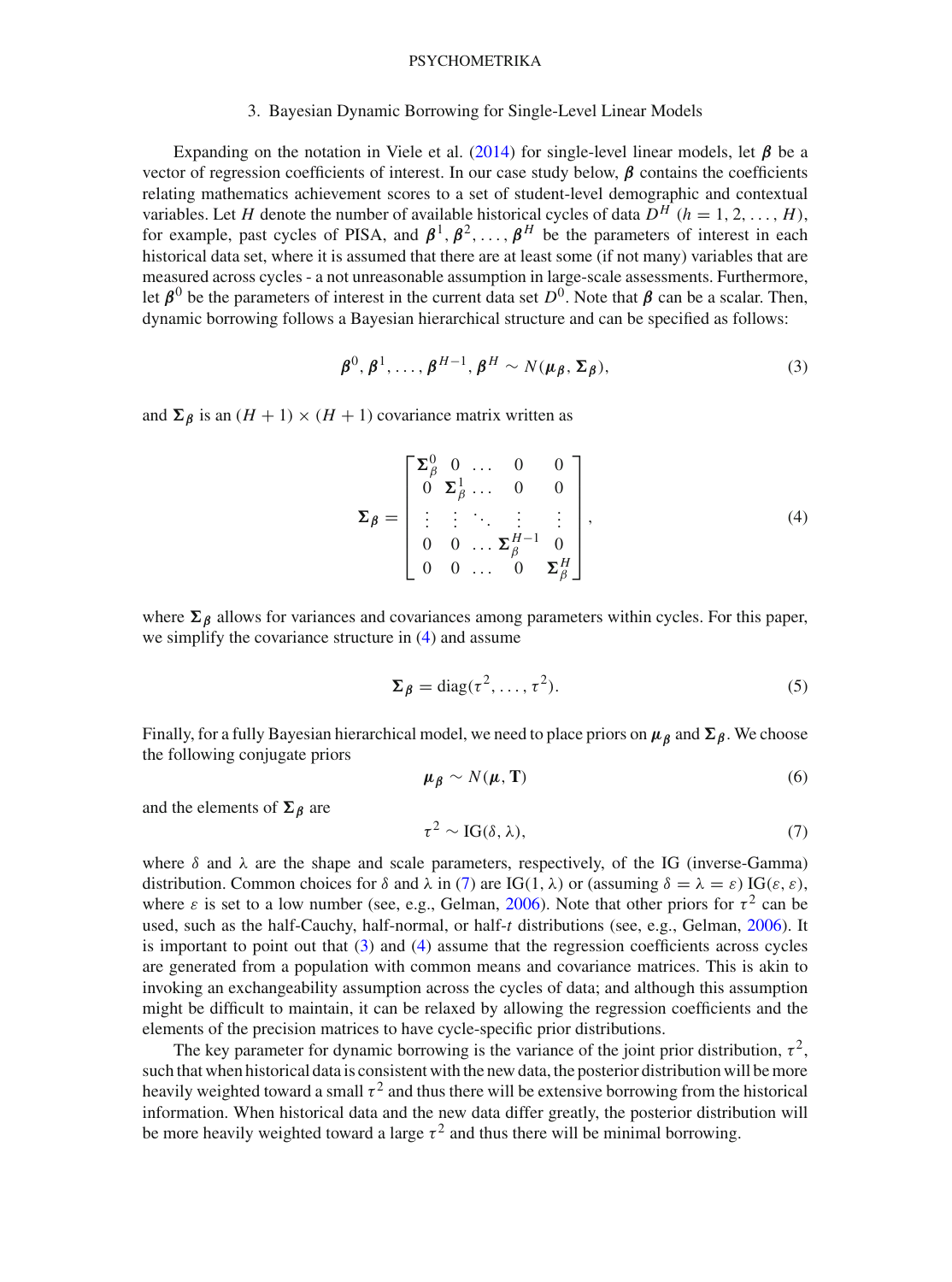## 3. Bayesian Dynamic Borrowing for Single-Level Linear Models

Expanding on the notation in Viele et al. (2014) for single-level linear models, let $\boldsymbol{\beta}$ be a vector of regression coefficients of interest. In our case study below, $\boldsymbol{\beta}$ contains the coefficients relating mathematics achievement scores to a set of student-level demographic and contextual variables. Let $H$ denote the number of available historical cycles of data $D^H$ $(h = 1, 2, \ldots, H)$, for example, past cycles of PISA, and $\boldsymbol{\beta}^1, \boldsymbol{\beta}^2, \ldots, \boldsymbol{\beta}^H$ be the parameters of interest in each historical data set, where it is assumed that there are at least some (if not many) variables that are measured across cycles - a not unreasonable assumption in large-scale assessments. Furthermore, let $\boldsymbol{\beta}^0$ be the parameters of interest in the current data set $D^0$. Note that $\boldsymbol{\beta}$ can be a scalar. Then, dynamic borrowing follows a Bayesian hierarchical structure and can be specified as follows:

$$\boldsymbol{\beta}^0, \boldsymbol{\beta}^1, \ldots, \boldsymbol{\beta}^{H-1}, \boldsymbol{\beta}^H \sim N(\boldsymbol{\mu}_{\boldsymbol{\beta}}, \boldsymbol{\Sigma}_{\boldsymbol{\beta}}), \tag{3}$$

and $\boldsymbol{\Sigma}_{\boldsymbol{\beta}}$ is an $(H+1) \times (H+1)$ covariance matrix written as

$$\boldsymbol{\Sigma}_{\boldsymbol{\beta}} = \begin{bmatrix} \boldsymbol{\Sigma}^0_{\beta} & 0 & \ldots & 0 & 0 \\ 0 & \boldsymbol{\Sigma}^1_{\beta} & \ldots & 0 & 0 \\ \vdots & \vdots & \ddots & \vdots & \vdots \\ 0 & 0 & \ldots & \boldsymbol{\Sigma}^{H-1}_{\beta} & 0 \\ 0 & 0 & \ldots & 0 & \boldsymbol{\Sigma}^H_{\beta} \end{bmatrix}, \tag{4}$$

where $\boldsymbol{\Sigma}_{\boldsymbol{\beta}}$ allows for variances and covariances among parameters within cycles. For this paper, we simplify the covariance structure in (4) and assume

$$\boldsymbol{\Sigma}_{\boldsymbol{\beta}} = \text{diag}(\tau^2, \ldots, \tau^2). \tag{5}$$

Finally, for a fully Bayesian hierarchical model, we need to place priors on $\boldsymbol{\mu}_{\boldsymbol{\beta}}$ and $\boldsymbol{\Sigma}_{\boldsymbol{\beta}}$. We choose the following conjugate priors

$$\boldsymbol{\mu}_{\boldsymbol{\beta}} \sim N(\boldsymbol{\mu}, \mathbf{T}) \tag{6}$$

and the elements of $\boldsymbol{\Sigma}_{\boldsymbol{\beta}}$ are

$$\tau^2 \sim \text{IG}(\delta, \lambda), \tag{7}$$

where $\delta$ and $\lambda$ are the shape and scale parameters, respectively, of the IG (inverse-Gamma) distribution. Common choices for $\delta$ and $\lambda$ in (7) are IG$(1, \lambda)$ or (assuming $\delta = \lambda = \varepsilon$) IG$(\varepsilon, \varepsilon)$, where $\varepsilon$ is set to a low number (see, e.g., Gelman, 2006). Note that other priors for $\tau^2$ can be used, such as the half-Cauchy, half-normal, or half-*t* distributions (see, e.g., Gelman, 2006). It is important to point out that (3) and (4) assume that the regression coefficients across cycles are generated from a population with common means and covariance matrices. This is akin to invoking an exchangeability assumption across the cycles of data; and although this assumption might be difficult to maintain, it can be relaxed by allowing the regression coefficients and the elements of the precision matrices to have cycle-specific prior distributions.

The key parameter for dynamic borrowing is the variance of the joint prior distribution, $\tau^2$, such that when historical data is consistent with the new data, the posterior distribution will be more heavily weighted toward a small $\tau^2$ and thus there will be extensive borrowing from the historical information. When historical data and the new data differ greatly, the posterior distribution will be more heavily weighted toward a large $\tau^2$ and thus there will be minimal borrowing.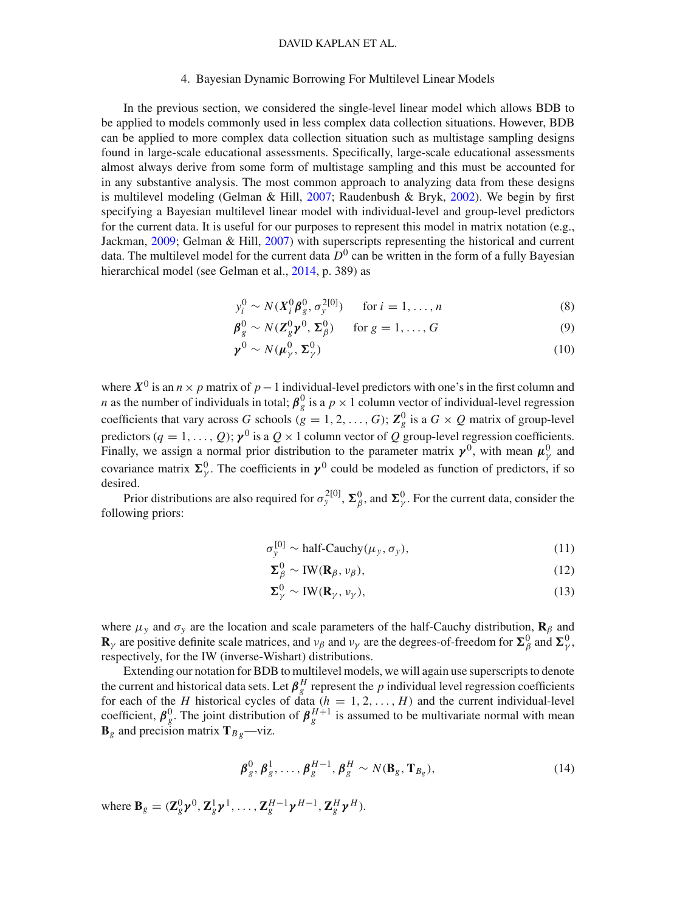## 4. Bayesian Dynamic Borrowing For Multilevel Linear Models

In the previous section, we considered the single-level linear model which allows BDB to be applied to models commonly used in less complex data collection situations. However, BDB can be applied to more complex data collection situation such as multistage sampling designs found in large-scale educational assessments. Specifically, large-scale educational assessments almost always derive from some form of multistage sampling and this must be accounted for in any substantive analysis. The most common approach to analyzing data from these designs is multilevel modeling (Gelman & Hill, 2007; Raudenbush & Bryk, 2002). We begin by first specifying a Bayesian multilevel linear model with individual-level and group-level predictors for the current data. It is useful for our purposes to represent this model in matrix notation (e.g., Jackman, 2009; Gelman & Hill, 2007) with superscripts representing the historical and current data. The multilevel model for the current data $D^0$ can be written in the form of a fully Bayesian hierarchical model (see Gelman et al., 2014, p. 389) as

$$y_i^0 \sim N(\boldsymbol{X}_i^0 \boldsymbol{\beta}_g^0, \sigma_y^{2[0]}) \qquad \text{for } i = 1, \ldots, n \tag{8}$$

$$\boldsymbol{\beta}_g^0 \sim N(\boldsymbol{Z}_g^0 \boldsymbol{\gamma}^0, \boldsymbol{\Sigma}_\beta^0) \qquad \text{for } g = 1, \ldots, G \tag{9}$$

$$\boldsymbol{\gamma}^0 \sim N(\boldsymbol{\mu}_\gamma^0, \boldsymbol{\Sigma}_\gamma^0) \tag{10}$$

where $\boldsymbol{X}^0$ is an $n \times p$ matrix of $p-1$ individual-level predictors with one's in the first column and $n$ as the number of individuals in total; $\boldsymbol{\beta}_g^0$ is a $p \times 1$ column vector of individual-level regression coefficients that vary across $G$ schools ($g = 1, 2, \ldots, G$); $\boldsymbol{Z}_g^0$ is a $G \times Q$ matrix of group-level predictors ($q = 1, \ldots, Q$); $\boldsymbol{\gamma}^0$ is a $Q \times 1$ column vector of $Q$ group-level regression coefficients. Finally, we assign a normal prior distribution to the parameter matrix $\boldsymbol{\gamma}^0$, with mean $\boldsymbol{\mu}_\gamma^0$ and covariance matrix $\boldsymbol{\Sigma}_\gamma^0$. The coefficients in $\boldsymbol{\gamma}^0$ could be modeled as function of predictors, if so desired.

Prior distributions are also required for $\sigma_y^{2[0]}$, $\boldsymbol{\Sigma}_\beta^0$, and $\boldsymbol{\Sigma}_\gamma^0$. For the current data, consider the following priors:

$$\sigma_y^{[0]} \sim \text{half-Cauchy}(\mu_y, \sigma_y), \tag{11}$$

$$\boldsymbol{\Sigma}_\beta^0 \sim \text{IW}(\mathbf{R}_\beta, \nu_\beta), \tag{12}$$

$$\boldsymbol{\Sigma}_\gamma^0 \sim \text{IW}(\mathbf{R}_\gamma, \nu_\gamma), \tag{13}$$

where $\mu_y$ and $\sigma_y$ are the location and scale parameters of the half-Cauchy distribution, $\mathbf{R}_\beta$ and $\mathbf{R}_\gamma$ are positive definite scale matrices, and $\nu_\beta$ and $\nu_\gamma$ are the degrees-of-freedom for $\boldsymbol{\Sigma}_\beta^0$ and $\boldsymbol{\Sigma}_\gamma^0$, respectively, for the IW (inverse-Wishart) distributions.

Extending our notation for BDB to multilevel models, we will again use superscripts to denote the current and historical data sets. Let $\boldsymbol{\beta}_g^H$ represent the $p$ individual level regression coefficients for each of the $H$ historical cycles of data ($h = 1, 2, \ldots, H$) and the current individual-level coefficient, $\boldsymbol{\beta}_g^0$. The joint distribution of $\boldsymbol{\beta}_g^{H+1}$ is assumed to be multivariate normal with mean $\mathbf{B}_g$ and precision matrix $\mathbf{T}_{Bg}$—viz.

$$\boldsymbol{\beta}_g^0, \boldsymbol{\beta}_g^1, \ldots, \boldsymbol{\beta}_g^{H-1}, \boldsymbol{\beta}_g^H \sim N(\mathbf{B}_g, \mathbf{T}_{B_g}), \tag{14}$$

where $\mathbf{B}_g = (\mathbf{Z}_g^0 \boldsymbol{\gamma}^0, \mathbf{Z}_g^1 \boldsymbol{\gamma}^1, \ldots, \mathbf{Z}_g^{H-1} \boldsymbol{\gamma}^{H-1}, \mathbf{Z}_g^H \boldsymbol{\gamma}^H)$.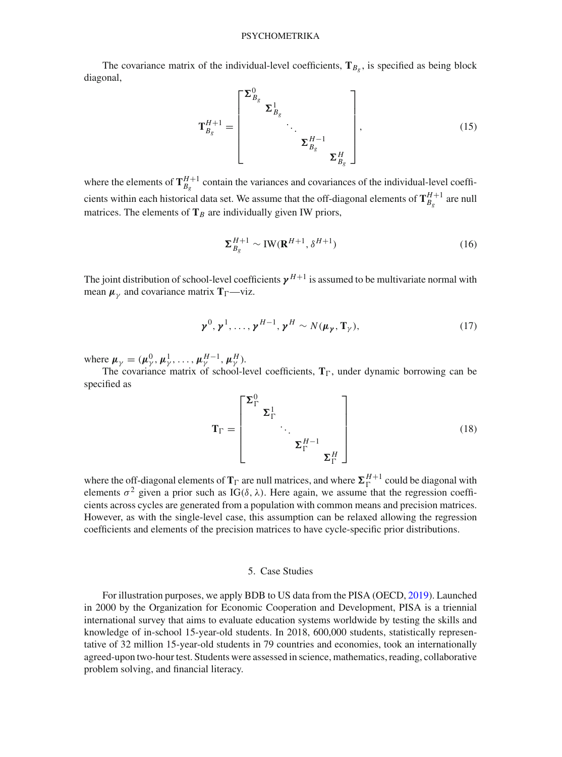The covariance matrix of the individual-level coefficients, $\mathbf{T}_{B_g}$, is specified as being block diagonal,

$$\mathbf{T}_{B_g}^{H+1} = \begin{bmatrix} \boldsymbol{\Sigma}_{B_g}^{0} & & & & \\ & \boldsymbol{\Sigma}_{B_g}^{1} & & & \\ & & \ddots & & \\ & & & \boldsymbol{\Sigma}_{B_g}^{H-1} & \\ & & & & \boldsymbol{\Sigma}_{B_g}^{H} \end{bmatrix}, \tag{15}$$

where the elements of $\mathbf{T}_{B_g}^{H+1}$ contain the variances and covariances of the individual-level coefficients within each historical data set. We assume that the off-diagonal elements of $\mathbf{T}_{B_g}^{H+1}$ are null matrices. The elements of $\mathbf{T}_B$ are individually given IW priors,

$$\boldsymbol{\Sigma}_{B_g}^{H+1} \sim \text{IW}(\mathbf{R}^{H+1}, \delta^{H+1}) \tag{16}$$

The joint distribution of school-level coefficients $\boldsymbol{\gamma}^{H+1}$ is assumed to be multivariate normal with mean $\boldsymbol{\mu}_{\gamma}$ and covariance matrix $\mathbf{T}_{\Gamma}$—viz.

$$\boldsymbol{\gamma}^{0}, \boldsymbol{\gamma}^{1}, \ldots, \boldsymbol{\gamma}^{H-1}, \boldsymbol{\gamma}^{H} \sim N(\boldsymbol{\mu}_{\boldsymbol{\gamma}}, \mathbf{T}_{\gamma}), \tag{17}$$

where $\boldsymbol{\mu}_{\gamma} = (\boldsymbol{\mu}_{\gamma}^{0}, \boldsymbol{\mu}_{\gamma}^{1}, \ldots, \boldsymbol{\mu}_{\gamma}^{H-1}, \boldsymbol{\mu}_{\gamma}^{H})$.

The covariance matrix of school-level coefficients, $\mathbf{T}_{\Gamma}$, under dynamic borrowing can be specified as

$$\mathbf{T}_{\Gamma} = \begin{bmatrix} \boldsymbol{\Sigma}_{\Gamma}^{0} & & & & \\ & \boldsymbol{\Sigma}_{\Gamma}^{1} & & & \\ & & \ddots & & \\ & & & \boldsymbol{\Sigma}_{\Gamma}^{H-1} & \\ & & & & \boldsymbol{\Sigma}_{\Gamma}^{H} \end{bmatrix} \tag{18}$$

where the off-diagonal elements of $\mathbf{T}_{\Gamma}$ are null matrices, and where $\boldsymbol{\Sigma}_{\Gamma}^{H+1}$ could be diagonal with elements $\sigma^2$ given a prior such as IG$(\delta, \lambda)$. Here again, we assume that the regression coefficients across cycles are generated from a population with common means and precision matrices. However, as with the single-level case, this assumption can be relaxed allowing the regression coefficients and elements of the precision matrices to have cycle-specific prior distributions.

## 5. Case Studies

For illustration purposes, we apply BDB to US data from the PISA (OECD, 2019). Launched in 2000 by the Organization for Economic Cooperation and Development, PISA is a triennial international survey that aims to evaluate education systems worldwide by testing the skills and knowledge of in-school 15-year-old students. In 2018, 600,000 students, statistically representative of 32 million 15-year-old students in 79 countries and economies, took an internationally agreed-upon two-hour test. Students were assessed in science, mathematics, reading, collaborative problem solving, and financial literacy.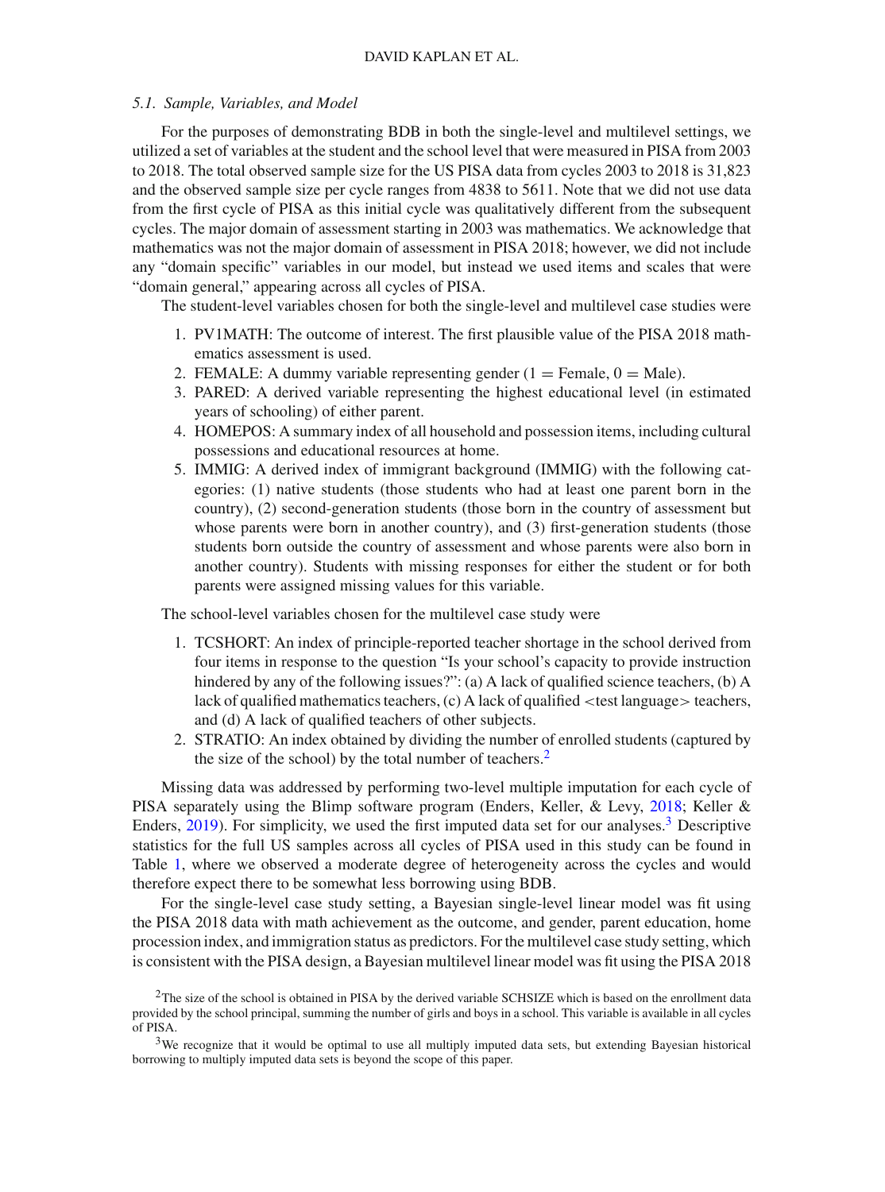### 5.1. *Sample, Variables, and Model*

For the purposes of demonstrating BDB in both the single-level and multilevel settings, we utilized a set of variables at the student and the school level that were measured in PISA from 2003 to 2018. The total observed sample size for the US PISA data from cycles 2003 to 2018 is 31,823 and the observed sample size per cycle ranges from 4838 to 5611. Note that we did not use data from the first cycle of PISA as this initial cycle was qualitatively different from the subsequent cycles. The major domain of assessment starting in 2003 was mathematics. We acknowledge that mathematics was not the major domain of assessment in PISA 2018; however, we did not include any "domain specific" variables in our model, but instead we used items and scales that were "domain general," appearing across all cycles of PISA.

The student-level variables chosen for both the single-level and multilevel case studies were

1. PV1MATH: The outcome of interest. The first plausible value of the PISA 2018 mathematics assessment is used.
2. FEMALE: A dummy variable representing gender (1 = Female, 0 = Male).
3. PARED: A derived variable representing the highest educational level (in estimated years of schooling) of either parent.
4. HOMEPOS: A summary index of all household and possession items, including cultural possessions and educational resources at home.
5. IMMIG: A derived index of immigrant background (IMMIG) with the following categories: (1) native students (those students who had at least one parent born in the country), (2) second-generation students (those born in the country of assessment but whose parents were born in another country), and (3) first-generation students (those students born outside the country of assessment and whose parents were also born in another country). Students with missing responses for either the student or for both parents were assigned missing values for this variable.

The school-level variables chosen for the multilevel case study were

1. TCSHORT: An index of principle-reported teacher shortage in the school derived from four items in response to the question "Is your school's capacity to provide instruction hindered by any of the following issues?": (a) A lack of qualified science teachers, (b) A lack of qualified mathematics teachers, (c) A lack of qualified <test language> teachers, and (d) A lack of qualified teachers of other subjects.
2. STRATIO: An index obtained by dividing the number of enrolled students (captured by the size of the school) by the total number of teachers.[2]

Missing data was addressed by performing two-level multiple imputation for each cycle of PISA separately using the Blimp software program (Enders, Keller, & Levy, 2018; Keller & Enders, 2019). For simplicity, we used the first imputed data set for our analyses.[3] Descriptive statistics for the full US samples across all cycles of PISA used in this study can be found in Table 1, where we observed a moderate degree of heterogeneity across the cycles and would therefore expect there to be somewhat less borrowing using BDB.

For the single-level case study setting, a Bayesian single-level linear model was fit using the PISA 2018 data with math achievement as the outcome, and gender, parent education, home procession index, and immigration status as predictors. For the multilevel case study setting, which is consistent with the PISA design, a Bayesian multilevel linear model was fit using the PISA 2018

[2] The size of the school is obtained in PISA by the derived variable SCHSIZE which is based on the enrollment data provided by the school principal, summing the number of girls and boys in a school. This variable is available in all cycles of PISA.

[3] We recognize that it would be optimal to use all multiply imputed data sets, but extending Bayesian historical borrowing to multiply imputed data sets is beyond the scope of this paper.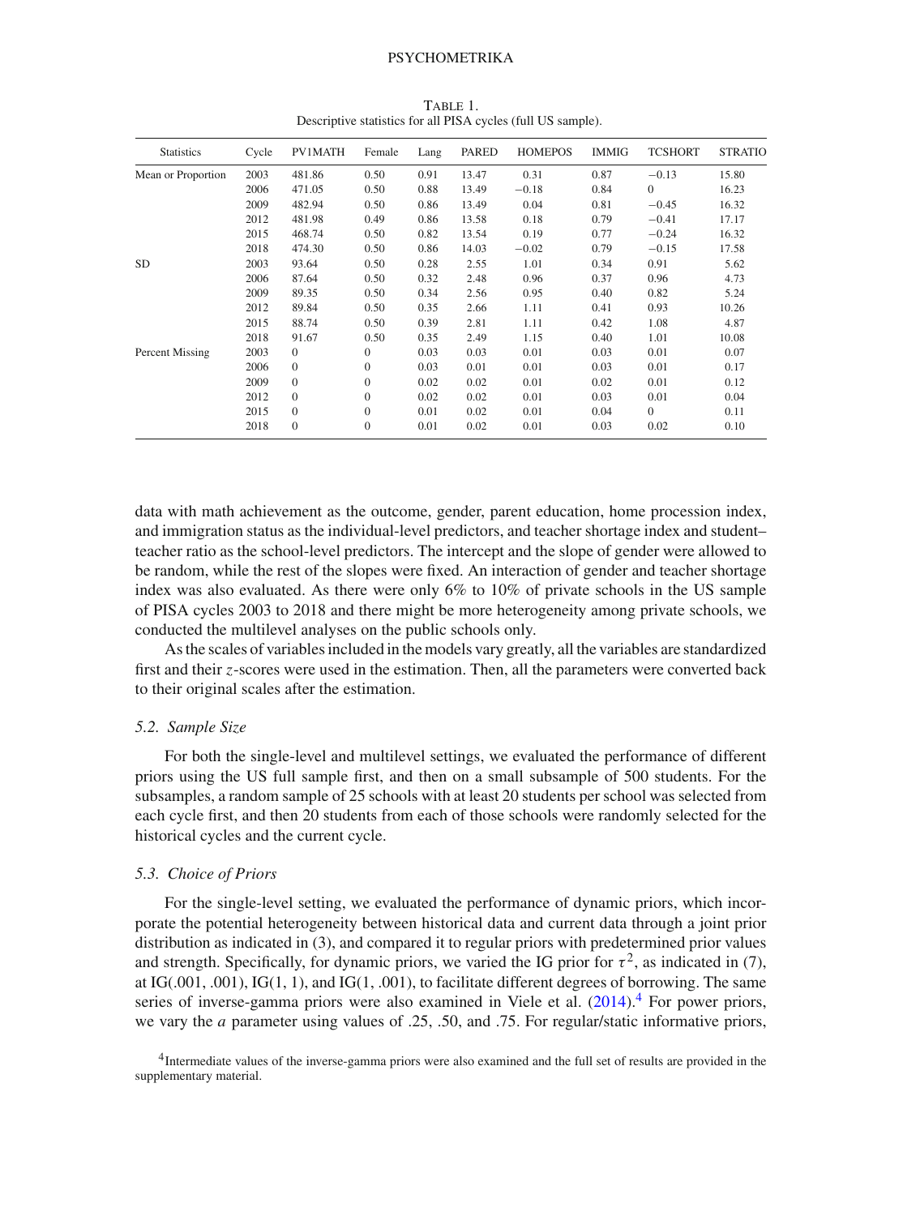Table 1.
Descriptive statistics for all PISA cycles (full US sample).

| Statistics | Cycle | PV1MATH | Female | Lang | PARED | HOMEPOS | IMMIG | TCSHORT | STRATIO |
|---|---|---|---|---|---|---|---|---|---|
| Mean or Proportion | 2003 | 481.86 | 0.50 | 0.91 | 13.47 | 0.31 | 0.87 | −0.13 | 15.80 |
| | 2006 | 471.05 | 0.50 | 0.88 | 13.49 | −0.18 | 0.84 | 0 | 16.23 |
| | 2009 | 482.94 | 0.50 | 0.86 | 13.49 | 0.04 | 0.81 | −0.45 | 16.32 |
| | 2012 | 481.98 | 0.49 | 0.86 | 13.58 | 0.18 | 0.79 | −0.41 | 17.17 |
| | 2015 | 468.74 | 0.50 | 0.82 | 13.54 | 0.19 | 0.77 | −0.24 | 16.32 |
| | 2018 | 474.30 | 0.50 | 0.86 | 14.03 | −0.02 | 0.79 | −0.15 | 17.58 |
| SD | 2003 | 93.64 | 0.50 | 0.28 | 2.55 | 1.01 | 0.34 | 0.91 | 5.62 |
| | 2006 | 87.64 | 0.50 | 0.32 | 2.48 | 0.96 | 0.37 | 0.96 | 4.73 |
| | 2009 | 89.35 | 0.50 | 0.34 | 2.56 | 0.95 | 0.40 | 0.82 | 5.24 |
| | 2012 | 89.84 | 0.50 | 0.35 | 2.66 | 1.11 | 0.41 | 0.93 | 10.26 |
| | 2015 | 88.74 | 0.50 | 0.39 | 2.81 | 1.11 | 0.42 | 1.08 | 4.87 |
| | 2018 | 91.67 | 0.50 | 0.35 | 2.49 | 1.15 | 0.40 | 1.01 | 10.08 |
| Percent Missing | 2003 | 0 | 0 | 0.03 | 0.03 | 0.01 | 0.03 | 0.01 | 0.07 |
| | 2006 | 0 | 0 | 0.03 | 0.01 | 0.01 | 0.03 | 0.01 | 0.17 |
| | 2009 | 0 | 0 | 0.02 | 0.02 | 0.01 | 0.02 | 0.01 | 0.12 |
| | 2012 | 0 | 0 | 0.02 | 0.02 | 0.01 | 0.03 | 0.01 | 0.04 |
| | 2015 | 0 | 0 | 0.01 | 0.02 | 0.01 | 0.04 | 0 | 0.11 |
| | 2018 | 0 | 0 | 0.01 | 0.02 | 0.01 | 0.03 | 0.02 | 0.10 |

data with math achievement as the outcome, gender, parent education, home procession index, and immigration status as the individual-level predictors, and teacher shortage index and student–teacher ratio as the school-level predictors. The intercept and the slope of gender were allowed to be random, while the rest of the slopes were fixed. An interaction of gender and teacher shortage index was also evaluated. As there were only 6% to 10% of private schools in the US sample of PISA cycles 2003 to 2018 and there might be more heterogeneity among private schools, we conducted the multilevel analyses on the public schools only.

As the scales of variables included in the models vary greatly, all the variables are standardized first and their $z$-scores were used in the estimation. Then, all the parameters were converted back to their original scales after the estimation.

### 5.2. Sample Size

For both the single-level and multilevel settings, we evaluated the performance of different priors using the US full sample first, and then on a small subsample of 500 students. For the subsamples, a random sample of 25 schools with at least 20 students per school was selected from each cycle first, and then 20 students from each of those schools were randomly selected for the historical cycles and the current cycle.

### 5.3. Choice of Priors

For the single-level setting, we evaluated the performance of dynamic priors, which incorporate the potential heterogeneity between historical data and current data through a joint prior distribution as indicated in (3), and compared it to regular priors with predetermined prior values and strength. Specifically, for dynamic priors, we varied the IG prior for $\tau^2$, as indicated in (7), at IG(.001, .001), IG(1, 1), and IG(1, .001), to facilitate different degrees of borrowing. The same series of inverse-gamma priors were also examined in Viele et al. (2014).[4] For power priors, we vary the $a$ parameter using values of .25, .50, and .75. For regular/static informative priors,

[4] Intermediate values of the inverse-gamma priors were also examined and the full set of results are provided in the supplementary material.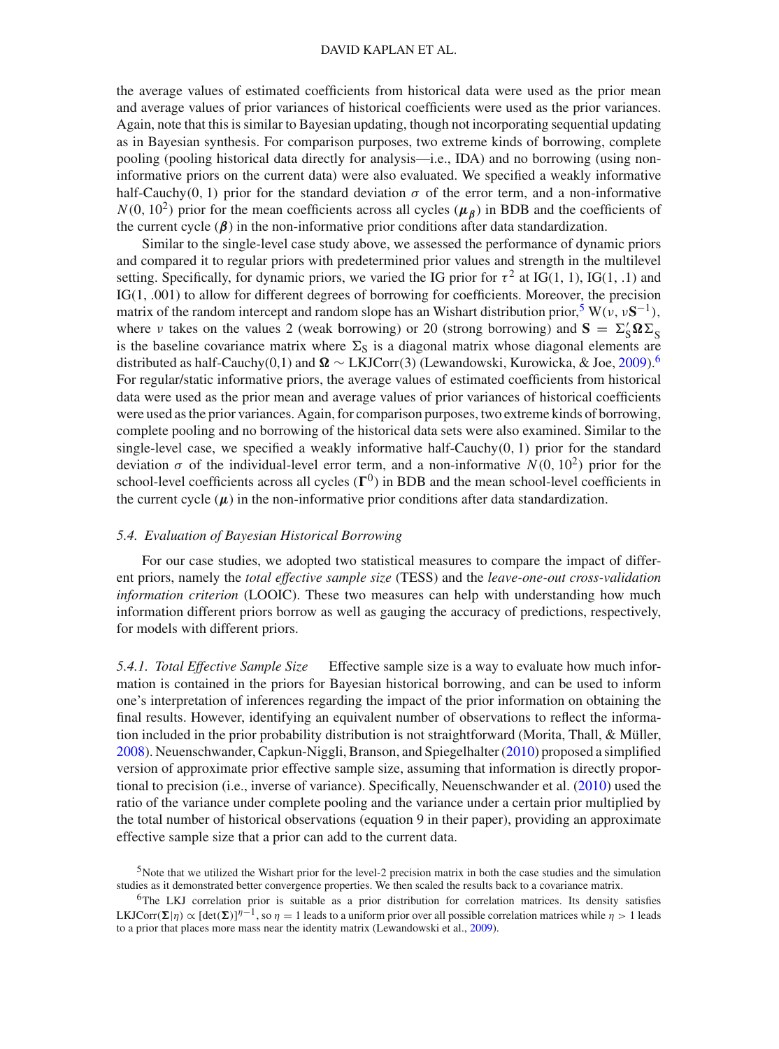the average values of estimated coefficients from historical data were used as the prior mean and average values of prior variances of historical coefficients were used as the prior variances. Again, note that this is similar to Bayesian updating, though not incorporating sequential updating as in Bayesian synthesis. For comparison purposes, two extreme kinds of borrowing, complete pooling (pooling historical data directly for analysis—i.e., IDA) and no borrowing (using non-informative priors on the current data) were also evaluated. We specified a weakly informative half-Cauchy(0, 1) prior for the standard deviation $\sigma$ of the error term, and a non-informative $N(0, 10^2)$ prior for the mean coefficients across all cycles ($\boldsymbol{\mu}_{\boldsymbol{\beta}}$) in BDB and the coefficients of the current cycle ($\boldsymbol{\beta}$) in the non-informative prior conditions after data standardization.

Similar to the single-level case study above, we assessed the performance of dynamic priors and compared it to regular priors with predetermined prior values and strength in the multilevel setting. Specifically, for dynamic priors, we varied the IG prior for $\tau^2$ at IG(1, 1), IG(1, .1) and IG(1, .001) to allow for different degrees of borrowing for coefficients. Moreover, the precision matrix of the random intercept and random slope has an Wishart distribution prior,[5] $\text{W}(\nu, \nu\mathbf{S}^{-1})$, where $\nu$ takes on the values 2 (weak borrowing) or 20 (strong borrowing) and $\mathbf{S} = \Sigma_S' \boldsymbol{\Omega} \Sigma_S$ is the baseline covariance matrix where $\Sigma_S$ is a diagonal matrix whose diagonal elements are distributed as half-Cauchy(0,1) and $\boldsymbol{\Omega} \sim$ LKJCorr(3) (Lewandowski, Kurowicka, & Joe, 2009).[6] For regular/static informative priors, the average values of estimated coefficients from historical data were used as the prior mean and average values of prior variances of historical coefficients were used as the prior variances. Again, for comparison purposes, two extreme kinds of borrowing, complete pooling and no borrowing of the historical data sets were also examined. Similar to the single-level case, we specified a weakly informative half-Cauchy(0, 1) prior for the standard deviation $\sigma$ of the individual-level error term, and a non-informative $N(0, 10^2)$ prior for the school-level coefficients across all cycles ($\boldsymbol{\Gamma}^0$) in BDB and the mean school-level coefficients in the current cycle ($\boldsymbol{\mu}$) in the non-informative prior conditions after data standardization.

### 5.4. *Evaluation of Bayesian Historical Borrowing*

For our case studies, we adopted two statistical measures to compare the impact of different priors, namely the *total effective sample size* (TESS) and the *leave-one-out cross-validation information criterion* (LOOIC). These two measures can help with understanding how much information different priors borrow as well as gauging the accuracy of predictions, respectively, for models with different priors.

*5.4.1. Total Effective Sample Size* Effective sample size is a way to evaluate how much information is contained in the priors for Bayesian historical borrowing, and can be used to inform one's interpretation of inferences regarding the impact of the prior information on obtaining the final results. However, identifying an equivalent number of observations to reflect the information included in the prior probability distribution is not straightforward (Morita, Thall, & Müller, 2008). Neuenschwander, Capkun-Niggli, Branson, and Spiegelhalter (2010) proposed a simplified version of approximate prior effective sample size, assuming that information is directly proportional to precision (i.e., inverse of variance). Specifically, Neuenschwander et al. (2010) used the ratio of the variance under complete pooling and the variance under a certain prior multiplied by the total number of historical observations (equation 9 in their paper), providing an approximate effective sample size that a prior can add to the current data.

[5] Note that we utilized the Wishart prior for the level-2 precision matrix in both the case studies and the simulation studies as it demonstrated better convergence properties. We then scaled the results back to a covariance matrix.

[6] The LKJ correlation prior is suitable as a prior distribution for correlation matrices. Its density satisfies $\text{LKJCorr}(\boldsymbol{\Sigma}|\eta) \propto [\det(\boldsymbol{\Sigma})]^{\eta-1}$, so $\eta = 1$ leads to a uniform prior over all possible correlation matrices while $\eta > 1$ leads to a prior that places more mass near the identity matrix (Lewandowski et al., 2009).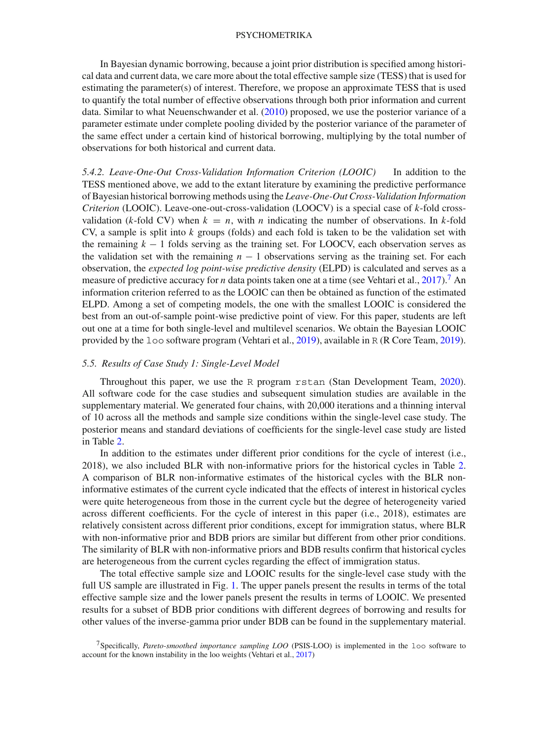In Bayesian dynamic borrowing, because a joint prior distribution is specified among historical data and current data, we care more about the total effective sample size (TESS) that is used for estimating the parameter(s) of interest. Therefore, we propose an approximate TESS that is used to quantify the total number of effective observations through both prior information and current data. Similar to what Neuenschwander et al. (2010) proposed, we use the posterior variance of a parameter estimate under complete pooling divided by the posterior variance of the parameter of the same effect under a certain kind of historical borrowing, multiplying by the total number of observations for both historical and current data.

*5.4.2. Leave-One-Out Cross-Validation Information Criterion (LOOIC)* In addition to the TESS mentioned above, we add to the extant literature by examining the predictive performance of Bayesian historical borrowing methods using the *Leave-One-Out Cross-Validation Information Criterion* (LOOIC). Leave-one-out-cross-validation (LOOCV) is a special case of $k$-fold cross-validation ($k$-fold CV) when $k = n$, with $n$ indicating the number of observations. In $k$-fold CV, a sample is split into $k$ groups (folds) and each fold is taken to be the validation set with the remaining $k - 1$ folds serving as the training set. For LOOCV, each observation serves as the validation set with the remaining $n - 1$ observations serving as the training set. For each observation, the *expected log point-wise predictive density* (ELPD) is calculated and serves as a measure of predictive accuracy for $n$ data points taken one at a time (see Vehtari et al., 2017).[7] An information criterion referred to as the LOOIC can then be obtained as function of the estimated ELPD. Among a set of competing models, the one with the smallest LOOIC is considered the best from an out-of-sample point-wise predictive point of view. For this paper, students are left out one at a time for both single-level and multilevel scenarios. We obtain the Bayesian LOOIC provided by the `loo` software program (Vehtari et al., 2019), available in `R` (R Core Team, 2019).

### 5.5. Results of Case Study 1: Single-Level Model

Throughout this paper, we use the `R` program `rstan` (Stan Development Team, 2020). All software code for the case studies and subsequent simulation studies are available in the supplementary material. We generated four chains, with 20,000 iterations and a thinning interval of 10 across all the methods and sample size conditions within the single-level case study. The posterior means and standard deviations of coefficients for the single-level case study are listed in Table 2.

In addition to the estimates under different prior conditions for the cycle of interest (i.e., 2018), we also included BLR with non-informative priors for the historical cycles in Table 2. A comparison of BLR non-informative estimates of the historical cycles with the BLR non-informative estimates of the current cycle indicated that the effects of interest in historical cycles were quite heterogeneous from those in the current cycle but the degree of heterogeneity varied across different coefficients. For the cycle of interest in this paper (i.e., 2018), estimates are relatively consistent across different prior conditions, except for immigration status, where BLR with non-informative prior and BDB priors are similar but different from other prior conditions. The similarity of BLR with non-informative priors and BDB results confirm that historical cycles are heterogeneous from the current cycles regarding the effect of immigration status.

The total effective sample size and LOOIC results for the single-level case study with the full US sample are illustrated in Fig. 1. The upper panels present the results in terms of the total effective sample size and the lower panels present the results in terms of LOOIC. We presented results for a subset of BDB prior conditions with different degrees of borrowing and results for other values of the inverse-gamma prior under BDB can be found in the supplementary material.

[7] Specifically, *Pareto-smoothed importance sampling LOO* (PSIS-LOO) is implemented in the `loo` software to account for the known instability in the loo weights (Vehtari et al., 2017)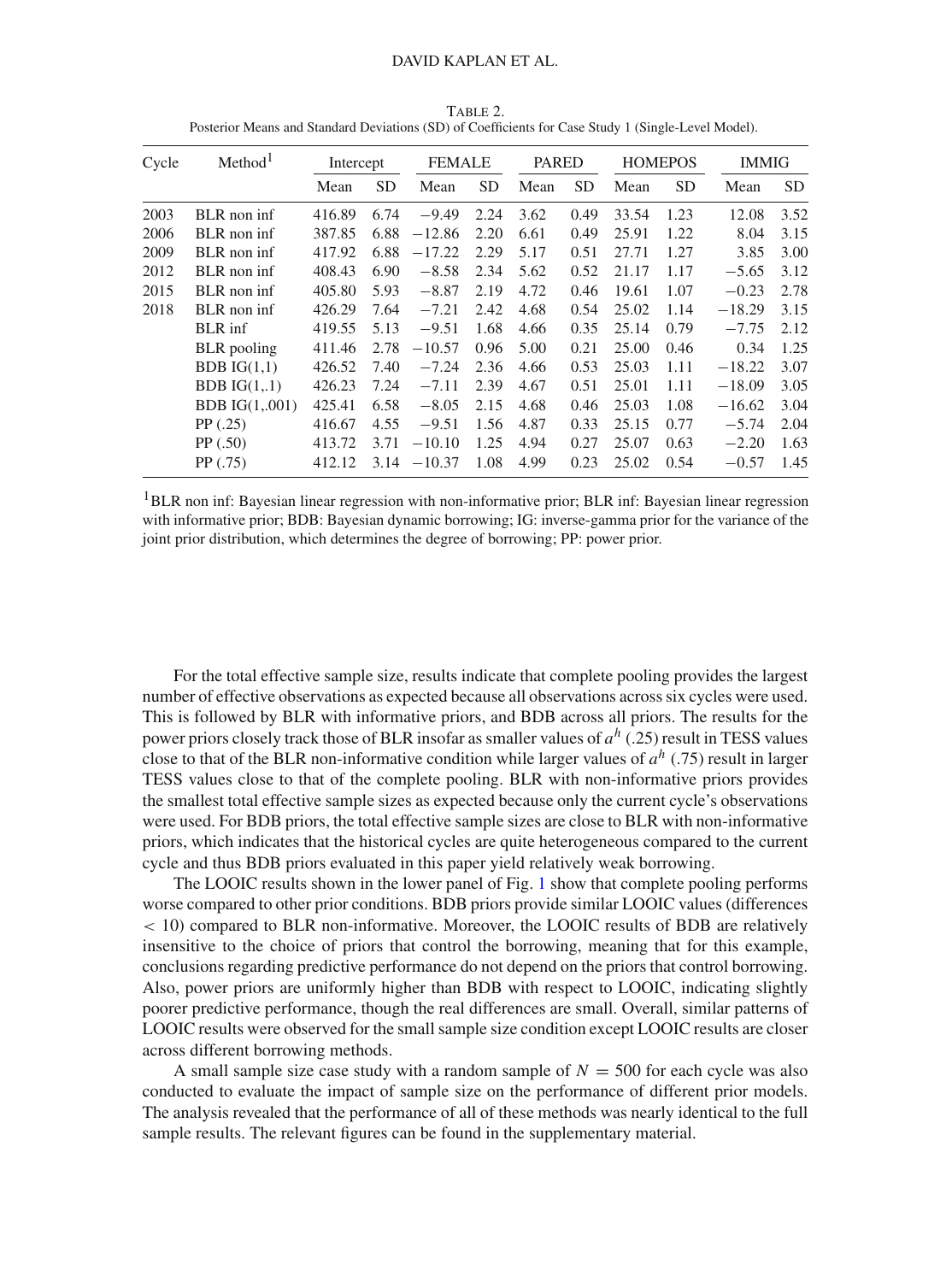TABLE 2.
Posterior Means and Standard Deviations (SD) of Coefficients for Case Study 1 (Single-Level Model).

| Cycle | Method[1] | Intercept | | FEMALE | | PARED | | HOMEPOS | | IMMIG | |
|---|---|---|---|---|---|---|---|---|---|---|---|
| | | Mean | SD | Mean | SD | Mean | SD | Mean | SD | Mean | SD |
| 2003 | BLR non inf | 416.89 | 6.74 | −9.49 | 2.24 | 3.62 | 0.49 | 33.54 | 1.23 | 12.08 | 3.52 |
| 2006 | BLR non inf | 387.85 | 6.88 | −12.86 | 2.20 | 6.61 | 0.49 | 25.91 | 1.22 | 8.04 | 3.15 |
| 2009 | BLR non inf | 417.92 | 6.88 | −17.22 | 2.29 | 5.17 | 0.51 | 27.71 | 1.27 | 3.85 | 3.00 |
| 2012 | BLR non inf | 408.43 | 6.90 | −8.58 | 2.34 | 5.62 | 0.52 | 21.17 | 1.17 | −5.65 | 3.12 |
| 2015 | BLR non inf | 405.80 | 5.93 | −8.87 | 2.19 | 4.72 | 0.46 | 19.61 | 1.07 | −0.23 | 2.78 |
| 2018 | BLR non inf | 426.29 | 7.64 | −7.21 | 2.42 | 4.68 | 0.54 | 25.02 | 1.14 | −18.29 | 3.15 |
| | BLR inf | 419.55 | 5.13 | −9.51 | 1.68 | 4.66 | 0.35 | 25.14 | 0.79 | −7.75 | 2.12 |
| | BLR pooling | 411.46 | 2.78 | −10.57 | 0.96 | 5.00 | 0.21 | 25.00 | 0.46 | 0.34 | 1.25 |
| | BDB IG(1,1) | 426.52 | 7.40 | −7.24 | 2.36 | 4.66 | 0.53 | 25.03 | 1.11 | −18.22 | 3.07 |
| | BDB IG(1,.1) | 426.23 | 7.24 | −7.11 | 2.39 | 4.67 | 0.51 | 25.01 | 1.11 | −18.09 | 3.05 |
| | BDB IG(1,.001) | 425.41 | 6.58 | −8.05 | 2.15 | 4.68 | 0.46 | 25.03 | 1.08 | −16.62 | 3.04 |
| | PP (.25) | 416.67 | 4.55 | −9.51 | 1.56 | 4.87 | 0.33 | 25.15 | 0.77 | −5.74 | 2.04 |
| | PP (.50) | 413.72 | 3.71 | −10.10 | 1.25 | 4.94 | 0.27 | 25.07 | 0.63 | −2.20 | 1.63 |
| | PP (.75) | 412.12 | 3.14 | −10.37 | 1.08 | 4.99 | 0.23 | 25.02 | 0.54 | −0.57 | 1.45 |

[1]BLR non inf: Bayesian linear regression with non-informative prior; BLR inf: Bayesian linear regression with informative prior; BDB: Bayesian dynamic borrowing; IG: inverse-gamma prior for the variance of the joint prior distribution, which determines the degree of borrowing; PP: power prior.

For the total effective sample size, results indicate that complete pooling provides the largest number of effective observations as expected because all observations across six cycles were used. This is followed by BLR with informative priors, and BDB across all priors. The results for the power priors closely track those of BLR insofar as smaller values of $a^h$ (.25) result in TESS values close to that of the BLR non-informative condition while larger values of $a^h$ (.75) result in larger TESS values close to that of the complete pooling. BLR with non-informative priors provides the smallest total effective sample sizes as expected because only the current cycle's observations were used. For BDB priors, the total effective sample sizes are close to BLR with non-informative priors, which indicates that the historical cycles are quite heterogeneous compared to the current cycle and thus BDB priors evaluated in this paper yield relatively weak borrowing.

The LOOIC results shown in the lower panel of Fig. 1 show that complete pooling performs worse compared to other prior conditions. BDB priors provide similar LOOIC values (differences $< 10$) compared to BLR non-informative. Moreover, the LOOIC results of BDB are relatively insensitive to the choice of priors that control the borrowing, meaning that for this example, conclusions regarding predictive performance do not depend on the priors that control borrowing. Also, power priors are uniformly higher than BDB with respect to LOOIC, indicating slightly poorer predictive performance, though the real differences are small. Overall, similar patterns of LOOIC results were observed for the small sample size condition except LOOIC results are closer across different borrowing methods.

A small sample size case study with a random sample of $N = 500$ for each cycle was also conducted to evaluate the impact of sample size on the performance of different prior models. The analysis revealed that the performance of all of these methods was nearly identical to the full sample results. The relevant figures can be found in the supplementary material.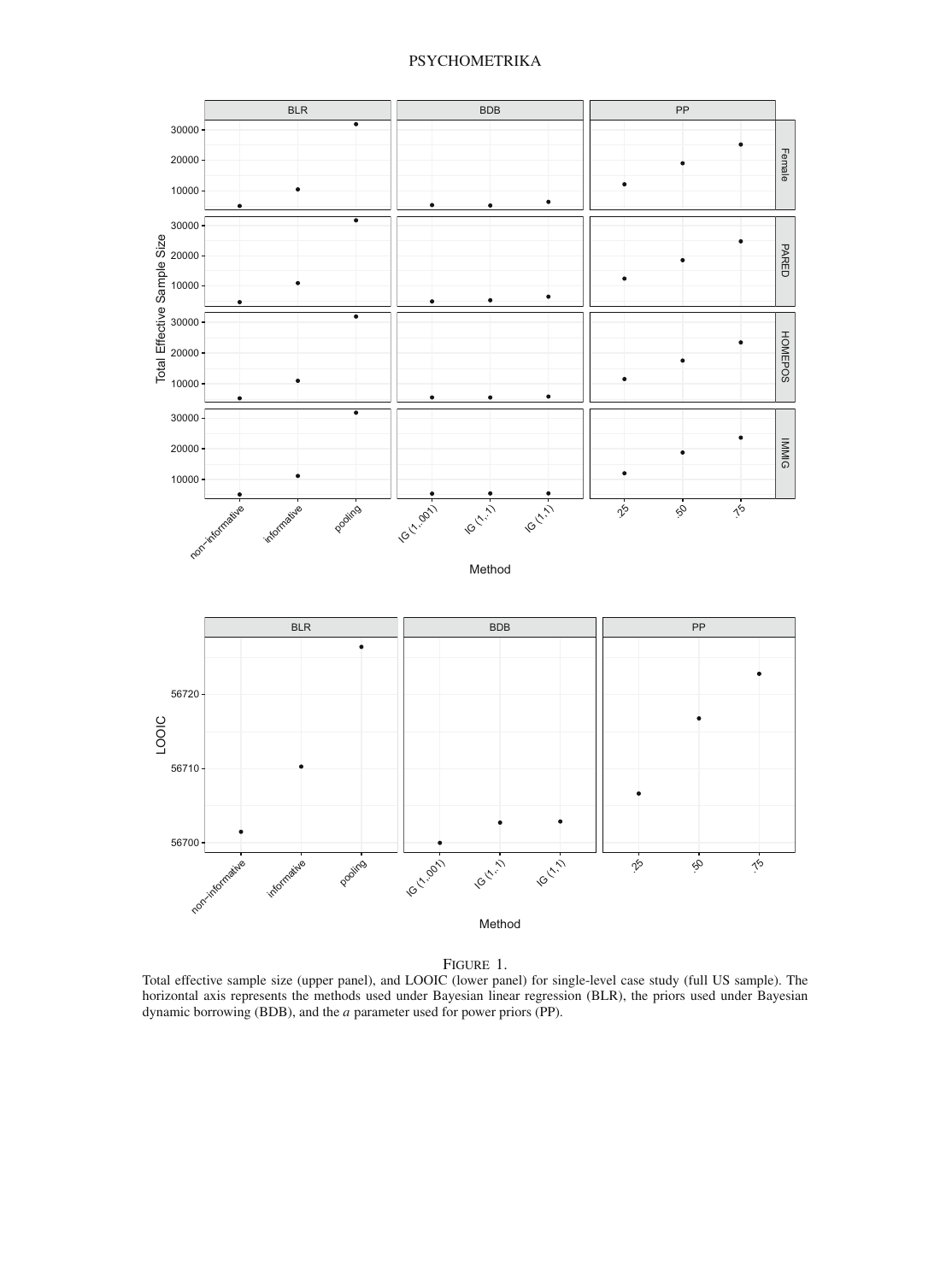FIGURE 1.
Total effective sample size (upper panel), and LOOIC (lower panel) for single-level case study (full US sample). The horizontal axis represents the methods used under Bayesian linear regression (BLR), the priors used under Bayesian dynamic borrowing (BDB), and the $a$ parameter used for power priors (PP).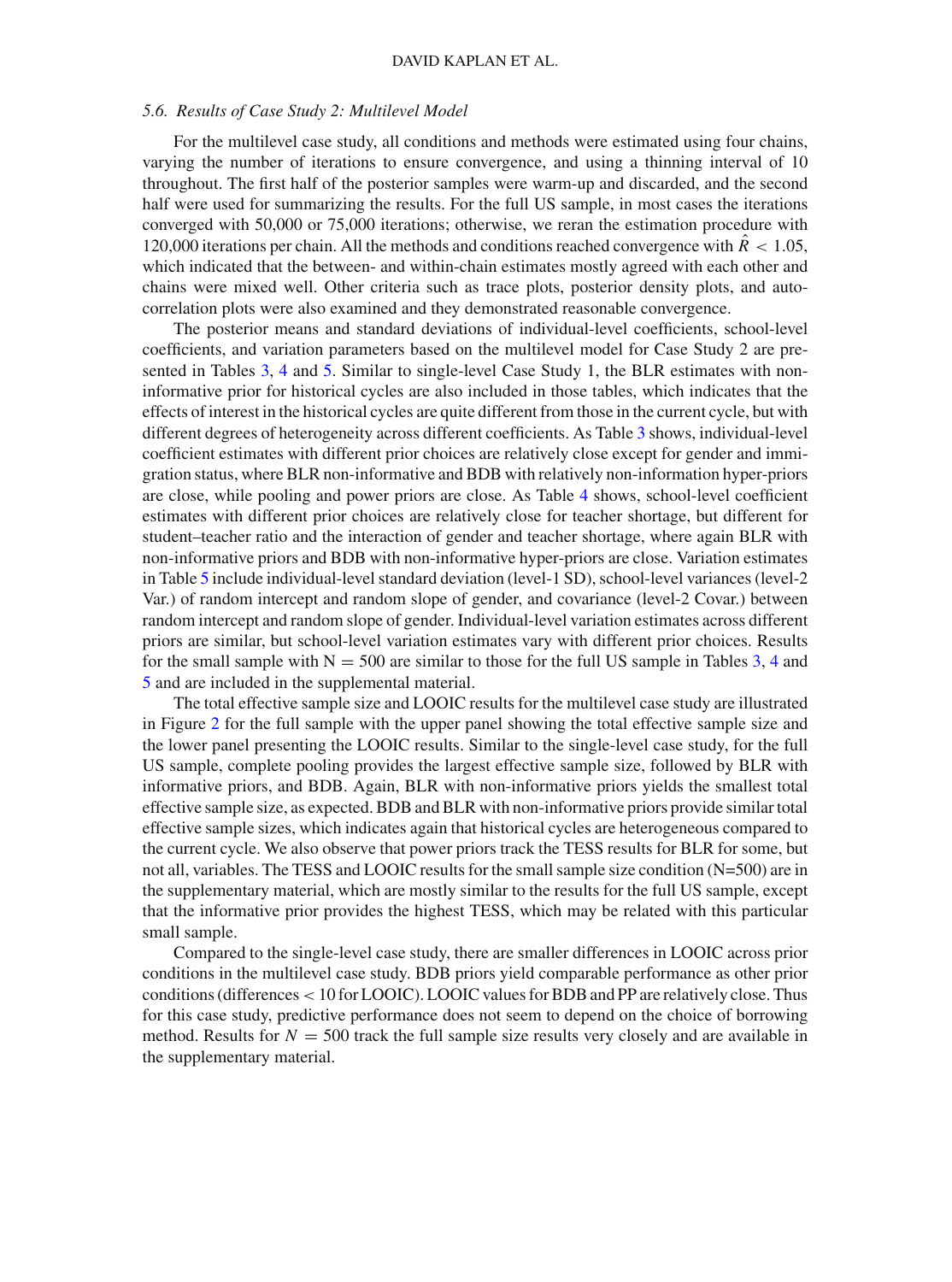### 5.6. *Results of Case Study 2: Multilevel Model*

For the multilevel case study, all conditions and methods were estimated using four chains, varying the number of iterations to ensure convergence, and using a thinning interval of 10 throughout. The first half of the posterior samples were warm-up and discarded, and the second half were used for summarizing the results. For the full US sample, in most cases the iterations converged with 50,000 or 75,000 iterations; otherwise, we reran the estimation procedure with 120,000 iterations per chain. All the methods and conditions reached convergence with $\hat{R} < 1.05$, which indicated that the between- and within-chain estimates mostly agreed with each other and chains were mixed well. Other criteria such as trace plots, posterior density plots, and autocorrelation plots were also examined and they demonstrated reasonable convergence.

The posterior means and standard deviations of individual-level coefficients, school-level coefficients, and variation parameters based on the multilevel model for Case Study 2 are presented in Tables 3, 4 and 5. Similar to single-level Case Study 1, the BLR estimates with non-informative prior for historical cycles are also included in those tables, which indicates that the effects of interest in the historical cycles are quite different from those in the current cycle, but with different degrees of heterogeneity across different coefficients. As Table 3 shows, individual-level coefficient estimates with different prior choices are relatively close except for gender and immigration status, where BLR non-informative and BDB with relatively non-information hyper-priors are close, while pooling and power priors are close. As Table 4 shows, school-level coefficient estimates with different prior choices are relatively close for teacher shortage, but different for student–teacher ratio and the interaction of gender and teacher shortage, where again BLR with non-informative priors and BDB with non-informative hyper-priors are close. Variation estimates in Table 5 include individual-level standard deviation (level-1 SD), school-level variances (level-2 Var.) of random intercept and random slope of gender, and covariance (level-2 Covar.) between random intercept and random slope of gender. Individual-level variation estimates across different priors are similar, but school-level variation estimates vary with different prior choices. Results for the small sample with N = 500 are similar to those for the full US sample in Tables 3, 4 and 5 and are included in the supplemental material.

The total effective sample size and LOOIC results for the multilevel case study are illustrated in Figure 2 for the full sample with the upper panel showing the total effective sample size and the lower panel presenting the LOOIC results. Similar to the single-level case study, for the full US sample, complete pooling provides the largest effective sample size, followed by BLR with informative priors, and BDB. Again, BLR with non-informative priors yields the smallest total effective sample size, as expected. BDB and BLR with non-informative priors provide similar total effective sample sizes, which indicates again that historical cycles are heterogeneous compared to the current cycle. We also observe that power priors track the TESS results for BLR for some, but not all, variables. The TESS and LOOIC results for the small sample size condition (N=500) are in the supplementary material, which are mostly similar to the results for the full US sample, except that the informative prior provides the highest TESS, which may be related with this particular small sample.

Compared to the single-level case study, there are smaller differences in LOOIC across prior conditions in the multilevel case study. BDB priors yield comparable performance as other prior conditions (differences < 10 for LOOIC). LOOIC values for BDB and PP are relatively close. Thus for this case study, predictive performance does not seem to depend on the choice of borrowing method. Results for $N = 500$ track the full sample size results very closely and are available in the supplementary material.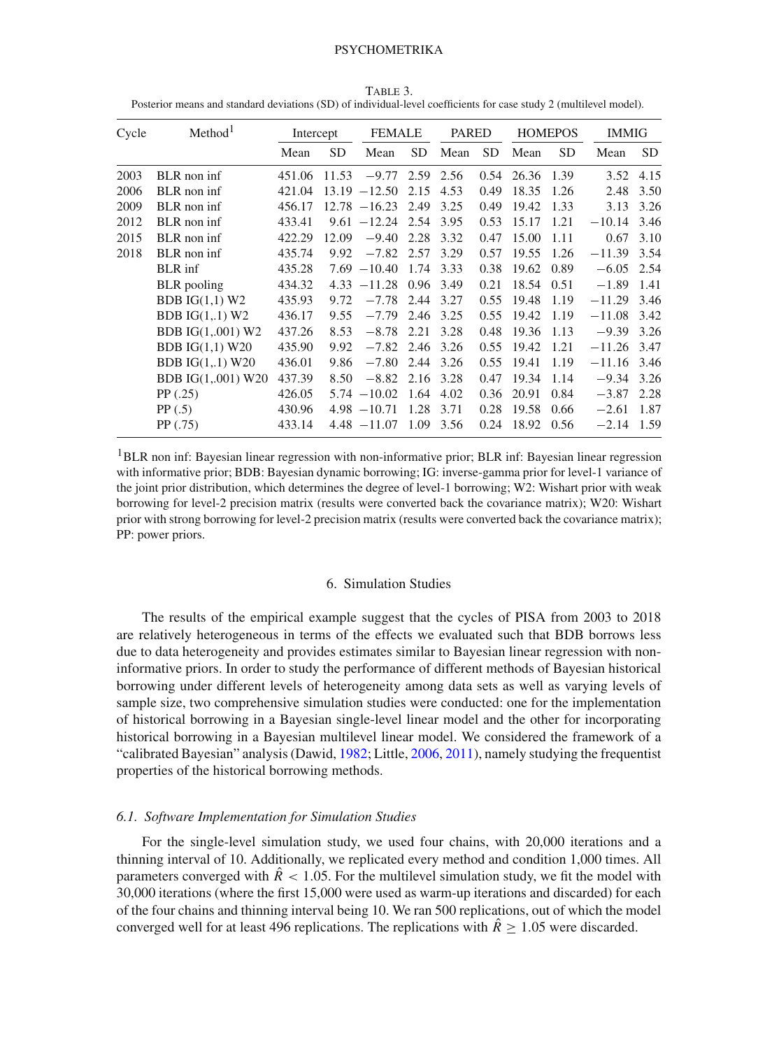Table 3.
Posterior means and standard deviations (SD) of individual-level coefficients for case study 2 (multilevel model).

| Cycle | Method[1] | Intercept | | FEMALE | | PARED | | HOMEPOS | | IMMIG | |
|---|---|---|---|---|---|---|---|---|---|---|---|
| | | Mean | SD | Mean | SD | Mean | SD | Mean | SD | Mean | SD |
| 2003 | BLR non inf | 451.06 | 11.53 | −9.77 | 2.59 | 2.56 | 0.54 | 26.36 | 1.39 | 3.52 | 4.15 |
| 2006 | BLR non inf | 421.04 | 13.19 | −12.50 | 2.15 | 4.53 | 0.49 | 18.35 | 1.26 | 2.48 | 3.50 |
| 2009 | BLR non inf | 456.17 | 12.78 | −16.23 | 2.49 | 3.25 | 0.49 | 19.42 | 1.33 | 3.13 | 3.26 |
| 2012 | BLR non inf | 433.41 | 9.61 | −12.24 | 2.54 | 3.95 | 0.53 | 15.17 | 1.21 | −10.14 | 3.46 |
| 2015 | BLR non inf | 422.29 | 12.09 | −9.40 | 2.28 | 3.32 | 0.47 | 15.00 | 1.11 | 0.67 | 3.10 |
| 2018 | BLR non inf | 435.74 | 9.92 | −7.82 | 2.57 | 3.29 | 0.57 | 19.55 | 1.26 | −11.39 | 3.54 |
| | BLR inf | 435.28 | 7.69 | −10.40 | 1.74 | 3.33 | 0.38 | 19.62 | 0.89 | −6.05 | 2.54 |
| | BLR pooling | 434.32 | 4.33 | −11.28 | 0.96 | 3.49 | 0.21 | 18.54 | 0.51 | −1.89 | 1.41 |
| | BDB IG(1,1) W2 | 435.93 | 9.72 | −7.78 | 2.44 | 3.27 | 0.55 | 19.48 | 1.19 | −11.29 | 3.46 |
| | BDB IG(1,.1) W2 | 436.17 | 9.55 | −7.79 | 2.46 | 3.25 | 0.55 | 19.42 | 1.19 | −11.08 | 3.42 |
| | BDB IG(1,.001) W2 | 437.26 | 8.53 | −8.78 | 2.21 | 3.28 | 0.48 | 19.36 | 1.13 | −9.39 | 3.26 |
| | BDB IG(1,1) W20 | 435.90 | 9.92 | −7.82 | 2.46 | 3.26 | 0.55 | 19.42 | 1.21 | −11.26 | 3.47 |
| | BDB IG(1,.1) W20 | 436.01 | 9.86 | −7.80 | 2.44 | 3.26 | 0.55 | 19.41 | 1.19 | −11.16 | 3.46 |
| | BDB IG(1,.001) W20 | 437.39 | 8.50 | −8.82 | 2.16 | 3.28 | 0.47 | 19.34 | 1.14 | −9.34 | 3.26 |
| | PP (.25) | 426.05 | 5.74 | −10.02 | 1.64 | 4.02 | 0.36 | 20.91 | 0.84 | −3.87 | 2.28 |
| | PP (.5) | 430.96 | 4.98 | −10.71 | 1.28 | 3.71 | 0.28 | 19.58 | 0.66 | −2.61 | 1.87 |
| | PP (.75) | 433.14 | 4.48 | −11.07 | 1.09 | 3.56 | 0.24 | 18.92 | 0.56 | −2.14 | 1.59 |

[1]BLR non inf: Bayesian linear regression with non-informative prior; BLR inf: Bayesian linear regression with informative prior; BDB: Bayesian dynamic borrowing; IG: inverse-gamma prior for level-1 variance of the joint prior distribution, which determines the degree of level-1 borrowing; W2: Wishart prior with weak borrowing for level-2 precision matrix (results were converted back the covariance matrix); W20: Wishart prior with strong borrowing for level-2 precision matrix (results were converted back the covariance matrix); PP: power priors.

## 6. Simulation Studies

The results of the empirical example suggest that the cycles of PISA from 2003 to 2018 are relatively heterogeneous in terms of the effects we evaluated such that BDB borrows less due to data heterogeneity and provides estimates similar to Bayesian linear regression with non-informative priors. In order to study the performance of different methods of Bayesian historical borrowing under different levels of heterogeneity among data sets as well as varying levels of sample size, two comprehensive simulation studies were conducted: one for the implementation of historical borrowing in a Bayesian single-level linear model and the other for incorporating historical borrowing in a Bayesian multilevel linear model. We considered the framework of a "calibrated Bayesian" analysis (Dawid, 1982; Little, 2006, 2011), namely studying the frequentist properties of the historical borrowing methods.

### 6.1. *Software Implementation for Simulation Studies*

For the single-level simulation study, we used four chains, with 20,000 iterations and a thinning interval of 10. Additionally, we replicated every method and condition 1,000 times. All parameters converged with $\hat{R} < 1.05$. For the multilevel simulation study, we fit the model with 30,000 iterations (where the first 15,000 were used as warm-up iterations and discarded) for each of the four chains and thinning interval being 10. We ran 500 replications, out of which the model converged well for at least 496 replications. The replications with $\hat{R} \geq 1.05$ were discarded.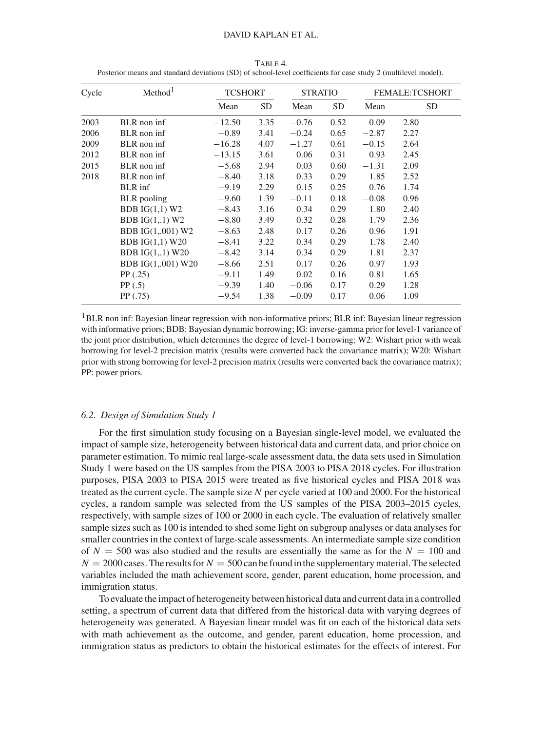Table 4.
Posterior means and standard deviations (SD) of school-level coefficients for case study 2 (multilevel model).

| Cycle | Method[1] | TCSHORT | | STRATIO | | FEMALE:TCSHORT | |
|---|---|---|---|---|---|---|---|
| | | Mean | SD | Mean | SD | Mean | SD |
| 2003 | BLR non inf | −12.50 | 3.35 | −0.76 | 0.52 | 0.09 | 2.80 |
| 2006 | BLR non inf | −0.89 | 3.41 | −0.24 | 0.65 | −2.87 | 2.27 |
| 2009 | BLR non inf | −16.28 | 4.07 | −1.27 | 0.61 | −0.15 | 2.64 |
| 2012 | BLR non inf | −13.15 | 3.61 | 0.06 | 0.31 | 0.93 | 2.45 |
| 2015 | BLR non inf | −5.68 | 2.94 | 0.03 | 0.60 | −1.31 | 2.09 |
| 2018 | BLR non inf | −8.40 | 3.18 | 0.33 | 0.29 | 1.85 | 2.52 |
| | BLR inf | −9.19 | 2.29 | 0.15 | 0.25 | 0.76 | 1.74 |
| | BLR pooling | −9.60 | 1.39 | −0.11 | 0.18 | −0.08 | 0.96 |
| | BDB IG(1,1) W2 | −8.43 | 3.16 | 0.34 | 0.29 | 1.80 | 2.40 |
| | BDB IG(1,.1) W2 | −8.80 | 3.49 | 0.32 | 0.28 | 1.79 | 2.36 |
| | BDB IG(1,.001) W2 | −8.63 | 2.48 | 0.17 | 0.26 | 0.96 | 1.91 |
| | BDB IG(1,1) W20 | −8.41 | 3.22 | 0.34 | 0.29 | 1.78 | 2.40 |
| | BDB IG(1,.1) W20 | −8.42 | 3.14 | 0.34 | 0.29 | 1.81 | 2.37 |
| | BDB IG(1,.001) W20 | −8.66 | 2.51 | 0.17 | 0.26 | 0.97 | 1.93 |
| | PP (.25) | −9.11 | 1.49 | 0.02 | 0.16 | 0.81 | 1.65 |
| | PP (.5) | −9.39 | 1.40 | −0.06 | 0.17 | 0.29 | 1.28 |
| | PP (.75) | −9.54 | 1.38 | −0.09 | 0.17 | 0.06 | 1.09 |

[1]BLR non inf: Bayesian linear regression with non-informative priors; BLR inf: Bayesian linear regression with informative priors; BDB: Bayesian dynamic borrowing; IG: inverse-gamma prior for level-1 variance of the joint prior distribution, which determines the degree of level-1 borrowing; W2: Wishart prior with weak borrowing for level-2 precision matrix (results were converted back the covariance matrix); W20: Wishart prior with strong borrowing for level-2 precision matrix (results were converted back the covariance matrix); PP: power priors.

### *6.2. Design of Simulation Study 1*

For the first simulation study focusing on a Bayesian single-level model, we evaluated the impact of sample size, heterogeneity between historical data and current data, and prior choice on parameter estimation. To mimic real large-scale assessment data, the data sets used in Simulation Study 1 were based on the US samples from the PISA 2003 to PISA 2018 cycles. For illustration purposes, PISA 2003 to PISA 2015 were treated as five historical cycles and PISA 2018 was treated as the current cycle. The sample size $N$ per cycle varied at 100 and 2000. For the historical cycles, a random sample was selected from the US samples of the PISA 2003–2015 cycles, respectively, with sample sizes of 100 or 2000 in each cycle. The evaluation of relatively smaller sample sizes such as 100 is intended to shed some light on subgroup analyses or data analyses for smaller countries in the context of large-scale assessments. An intermediate sample size condition of $N = 500$ was also studied and the results are essentially the same as for the $N = 100$ and $N = 2000$ cases. The results for $N = 500$ can be found in the supplementary material. The selected variables included the math achievement score, gender, parent education, home procession, and immigration status.

To evaluate the impact of heterogeneity between historical data and current data in a controlled setting, a spectrum of current data that differed from the historical data with varying degrees of heterogeneity was generated. A Bayesian linear model was fit on each of the historical data sets with math achievement as the outcome, and gender, parent education, home procession, and immigration status as predictors to obtain the historical estimates for the effects of interest. For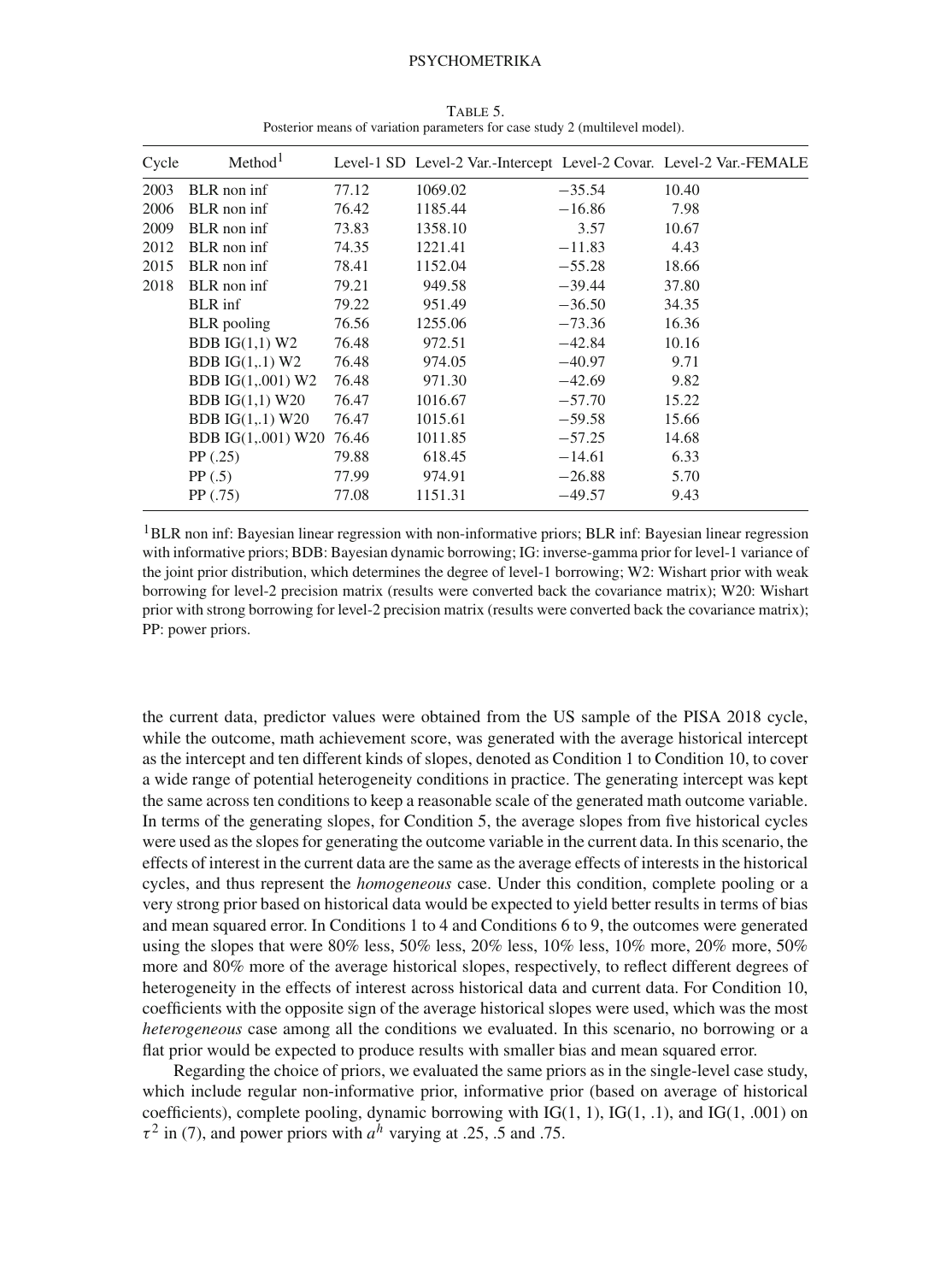TABLE 5.
Posterior means of variation parameters for case study 2 (multilevel model).

| Cycle | Method[1] | Level-1 SD | Level-2 Var.-Intercept | Level-2 Covar. | Level-2 Var.-FEMALE |
|---|---|---|---|---|---|
| 2003 | BLR non inf | 77.12 | 1069.02 | −35.54 | 10.40 |
| 2006 | BLR non inf | 76.42 | 1185.44 | −16.86 | 7.98 |
| 2009 | BLR non inf | 73.83 | 1358.10 | 3.57 | 10.67 |
| 2012 | BLR non inf | 74.35 | 1221.41 | −11.83 | 4.43 |
| 2015 | BLR non inf | 78.41 | 1152.04 | −55.28 | 18.66 |
| 2018 | BLR non inf | 79.21 | 949.58 | −39.44 | 37.80 |
| | BLR inf | 79.22 | 951.49 | −36.50 | 34.35 |
| | BLR pooling | 76.56 | 1255.06 | −73.36 | 16.36 |
| | BDB IG(1,1) W2 | 76.48 | 972.51 | −42.84 | 10.16 |
| | BDB IG(1,.1) W2 | 76.48 | 974.05 | −40.97 | 9.71 |
| | BDB IG(1,.001) W2 | 76.48 | 971.30 | −42.69 | 9.82 |
| | BDB IG(1,1) W20 | 76.47 | 1016.67 | −57.70 | 15.22 |
| | BDB IG(1,.1) W20 | 76.47 | 1015.61 | −59.58 | 15.66 |
| | BDB IG(1,.001) W20 | 76.46 | 1011.85 | −57.25 | 14.68 |
| | PP (.25) | 79.88 | 618.45 | −14.61 | 6.33 |
| | PP (.5) | 77.99 | 974.91 | −26.88 | 5.70 |
| | PP (.75) | 77.08 | 1151.31 | −49.57 | 9.43 |

[1]BLR non inf: Bayesian linear regression with non-informative priors; BLR inf: Bayesian linear regression with informative priors; BDB: Bayesian dynamic borrowing; IG: inverse-gamma prior for level-1 variance of the joint prior distribution, which determines the degree of level-1 borrowing; W2: Wishart prior with weak borrowing for level-2 precision matrix (results were converted back the covariance matrix); W20: Wishart prior with strong borrowing for level-2 precision matrix (results were converted back the covariance matrix); PP: power priors.

the current data, predictor values were obtained from the US sample of the PISA 2018 cycle, while the outcome, math achievement score, was generated with the average historical intercept as the intercept and ten different kinds of slopes, denoted as Condition 1 to Condition 10, to cover a wide range of potential heterogeneity conditions in practice. The generating intercept was kept the same across ten conditions to keep a reasonable scale of the generated math outcome variable. In terms of the generating slopes, for Condition 5, the average slopes from five historical cycles were used as the slopes for generating the outcome variable in the current data. In this scenario, the effects of interest in the current data are the same as the average effects of interests in the historical cycles, and thus represent the *homogeneous* case. Under this condition, complete pooling or a very strong prior based on historical data would be expected to yield better results in terms of bias and mean squared error. In Conditions 1 to 4 and Conditions 6 to 9, the outcomes were generated using the slopes that were 80% less, 50% less, 20% less, 10% less, 10% more, 20% more, 50% more and 80% more of the average historical slopes, respectively, to reflect different degrees of heterogeneity in the effects of interest across historical data and current data. For Condition 10, coefficients with the opposite sign of the average historical slopes were used, which was the most *heterogeneous* case among all the conditions we evaluated. In this scenario, no borrowing or a flat prior would be expected to produce results with smaller bias and mean squared error.

Regarding the choice of priors, we evaluated the same priors as in the single-level case study, which include regular non-informative prior, informative prior (based on average of historical coefficients), complete pooling, dynamic borrowing with IG(1, 1), IG(1, .1), and IG(1, .001) on $\tau^2$ in (7), and power priors with $a^h$ varying at .25, .5 and .75.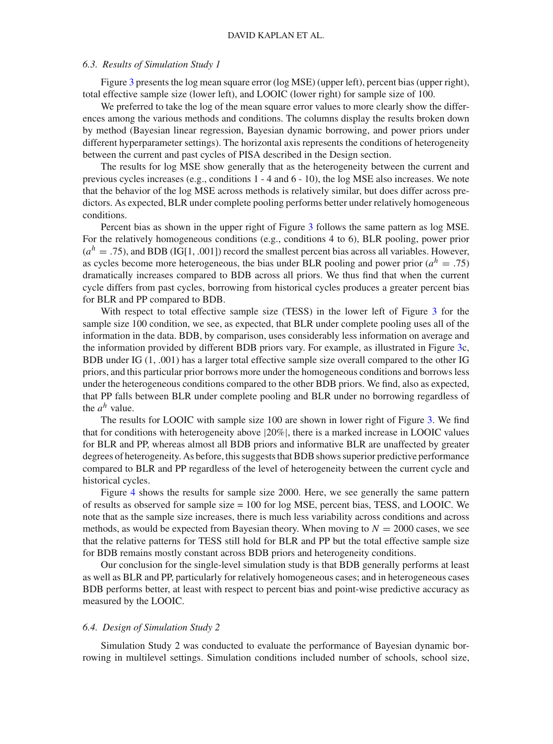### 6.3. Results of Simulation Study 1

Figure 3 presents the log mean square error (log MSE) (upper left), percent bias (upper right), total effective sample size (lower left), and LOOIC (lower right) for sample size of 100.

We preferred to take the log of the mean square error values to more clearly show the differences among the various methods and conditions. The columns display the results broken down by method (Bayesian linear regression, Bayesian dynamic borrowing, and power priors under different hyperparameter settings). The horizontal axis represents the conditions of heterogeneity between the current and past cycles of PISA described in the Design section.

The results for log MSE show generally that as the heterogeneity between the current and previous cycles increases (e.g., conditions 1 - 4 and 6 - 10), the log MSE also increases. We note that the behavior of the log MSE across methods is relatively similar, but does differ across predictors. As expected, BLR under complete pooling performs better under relatively homogeneous conditions.

Percent bias as shown in the upper right of Figure 3 follows the same pattern as log MSE. For the relatively homogeneous conditions (e.g., conditions 4 to 6), BLR pooling, power prior ($a^h = .75$), and BDB (IG[1, .001]) record the smallest percent bias across all variables. However, as cycles become more heterogeneous, the bias under BLR pooling and power prior ($a^h = .75$) dramatically increases compared to BDB across all priors. We thus find that when the current cycle differs from past cycles, borrowing from historical cycles produces a greater percent bias for BLR and PP compared to BDB.

With respect to total effective sample size (TESS) in the lower left of Figure 3 for the sample size 100 condition, we see, as expected, that BLR under complete pooling uses all of the information in the data. BDB, by comparison, uses considerably less information on average and the information provided by different BDB priors vary. For example, as illustrated in Figure 3c, BDB under IG (1, .001) has a larger total effective sample size overall compared to the other IG priors, and this particular prior borrows more under the homogeneous conditions and borrows less under the heterogeneous conditions compared to the other BDB priors. We find, also as expected, that PP falls between BLR under complete pooling and BLR under no borrowing regardless of the $a^h$ value.

The results for LOOIC with sample size 100 are shown in lower right of Figure 3. We find that for conditions with heterogeneity above $|20\%|$, there is a marked increase in LOOIC values for BLR and PP, whereas almost all BDB priors and informative BLR are unaffected by greater degrees of heterogeneity. As before, this suggests that BDB shows superior predictive performance compared to BLR and PP regardless of the level of heterogeneity between the current cycle and historical cycles.

Figure 4 shows the results for sample size 2000. Here, we see generally the same pattern of results as observed for sample size = 100 for log MSE, percent bias, TESS, and LOOIC. We note that as the sample size increases, there is much less variability across conditions and across methods, as would be expected from Bayesian theory. When moving to $N = 2000$ cases, we see that the relative patterns for TESS still hold for BLR and PP but the total effective sample size for BDB remains mostly constant across BDB priors and heterogeneity conditions.

Our conclusion for the single-level simulation study is that BDB generally performs at least as well as BLR and PP, particularly for relatively homogeneous cases; and in heterogeneous cases BDB performs better, at least with respect to percent bias and point-wise predictive accuracy as measured by the LOOIC.

### 6.4. Design of Simulation Study 2

Simulation Study 2 was conducted to evaluate the performance of Bayesian dynamic borrowing in multilevel settings. Simulation conditions included number of schools, school size,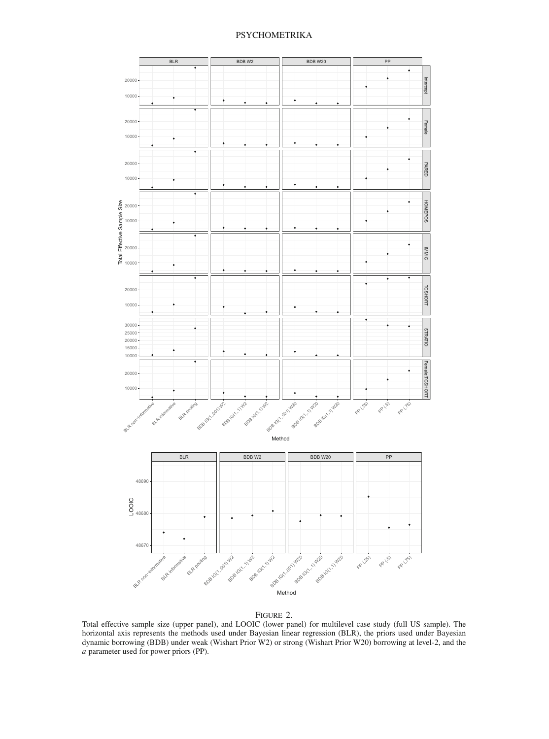FIGURE 2.
Total effective sample size (upper panel), and LOOIC (lower panel) for multilevel case study (full US sample). The horizontal axis represents the methods used under Bayesian linear regression (BLR), the priors used under Bayesian dynamic borrowing (BDB) under weak (Wishart Prior W2) or strong (Wishart Prior W20) borrowing at level-2, and the $a$ parameter used for power priors (PP).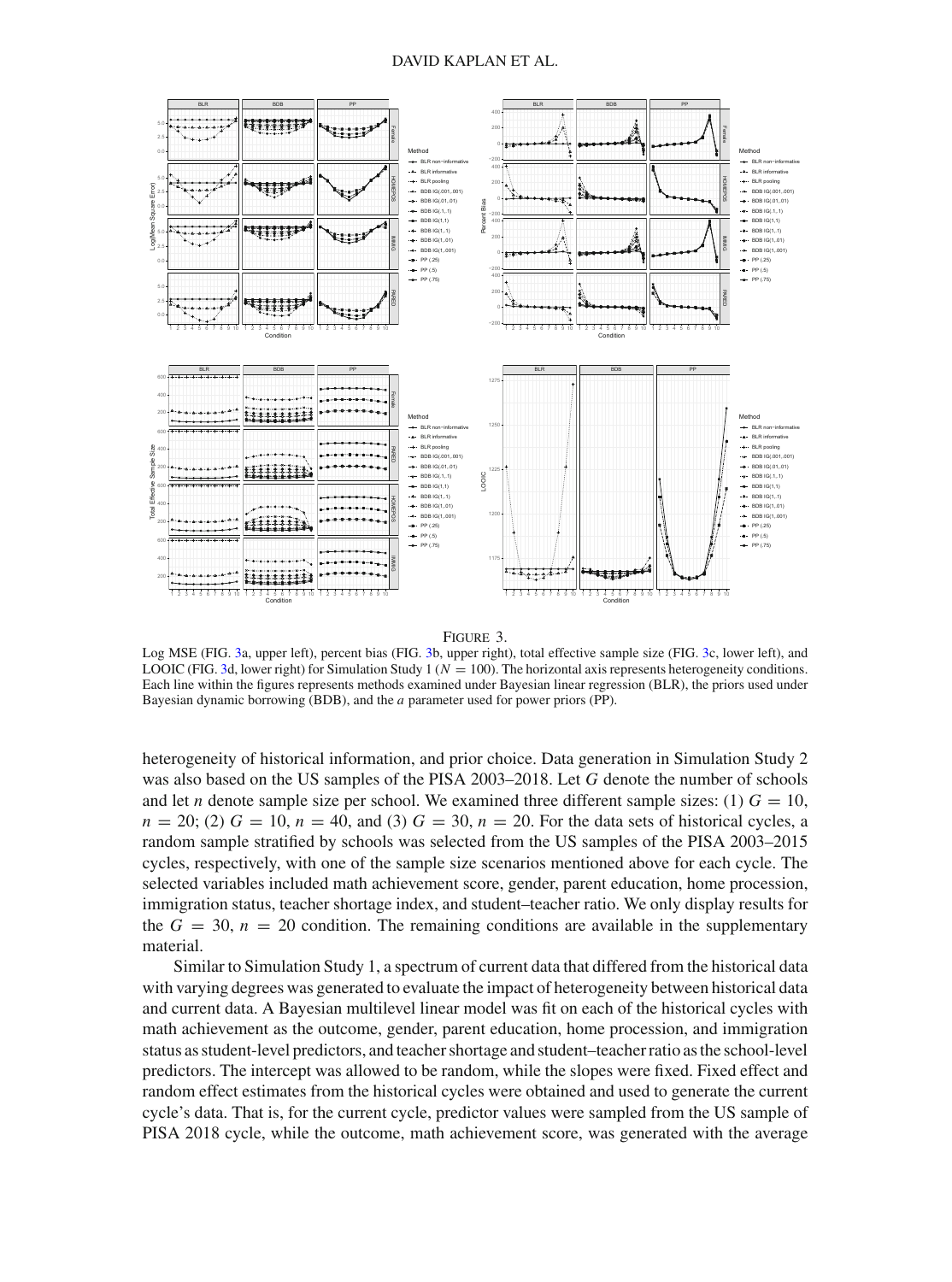FIGURE 3.

Log MSE (FIG. 3a, upper left), percent bias (FIG. 3b, upper right), total effective sample size (FIG. 3c, lower left), and LOOIC (FIG. 3d, lower right) for Simulation Study 1 ($N = 100$). The horizontal axis represents heterogeneity conditions. Each line within the figures represents methods examined under Bayesian linear regression (BLR), the priors used under Bayesian dynamic borrowing (BDB), and the $a$ parameter used for power priors (PP).

heterogeneity of historical information, and prior choice. Data generation in Simulation Study 2 was also based on the US samples of the PISA 2003–2018. Let $G$ denote the number of schools and let $n$ denote sample size per school. We examined three different sample sizes: (1) $G = 10$, $n = 20$; (2) $G = 10$, $n = 40$, and (3) $G = 30$, $n = 20$. For the data sets of historical cycles, a random sample stratified by schools was selected from the US samples of the PISA 2003–2015 cycles, respectively, with one of the sample size scenarios mentioned above for each cycle. The selected variables included math achievement score, gender, parent education, home procession, immigration status, teacher shortage index, and student–teacher ratio. We only display results for the $G = 30$, $n = 20$ condition. The remaining conditions are available in the supplementary material.

Similar to Simulation Study 1, a spectrum of current data that differed from the historical data with varying degrees was generated to evaluate the impact of heterogeneity between historical data and current data. A Bayesian multilevel linear model was fit on each of the historical cycles with math achievement as the outcome, gender, parent education, home procession, and immigration status as student-level predictors, and teacher shortage and student–teacher ratio as the school-level predictors. The intercept was allowed to be random, while the slopes were fixed. Fixed effect and random effect estimates from the historical cycles were obtained and used to generate the current cycle's data. That is, for the current cycle, predictor values were sampled from the US sample of PISA 2018 cycle, while the outcome, math achievement score, was generated with the average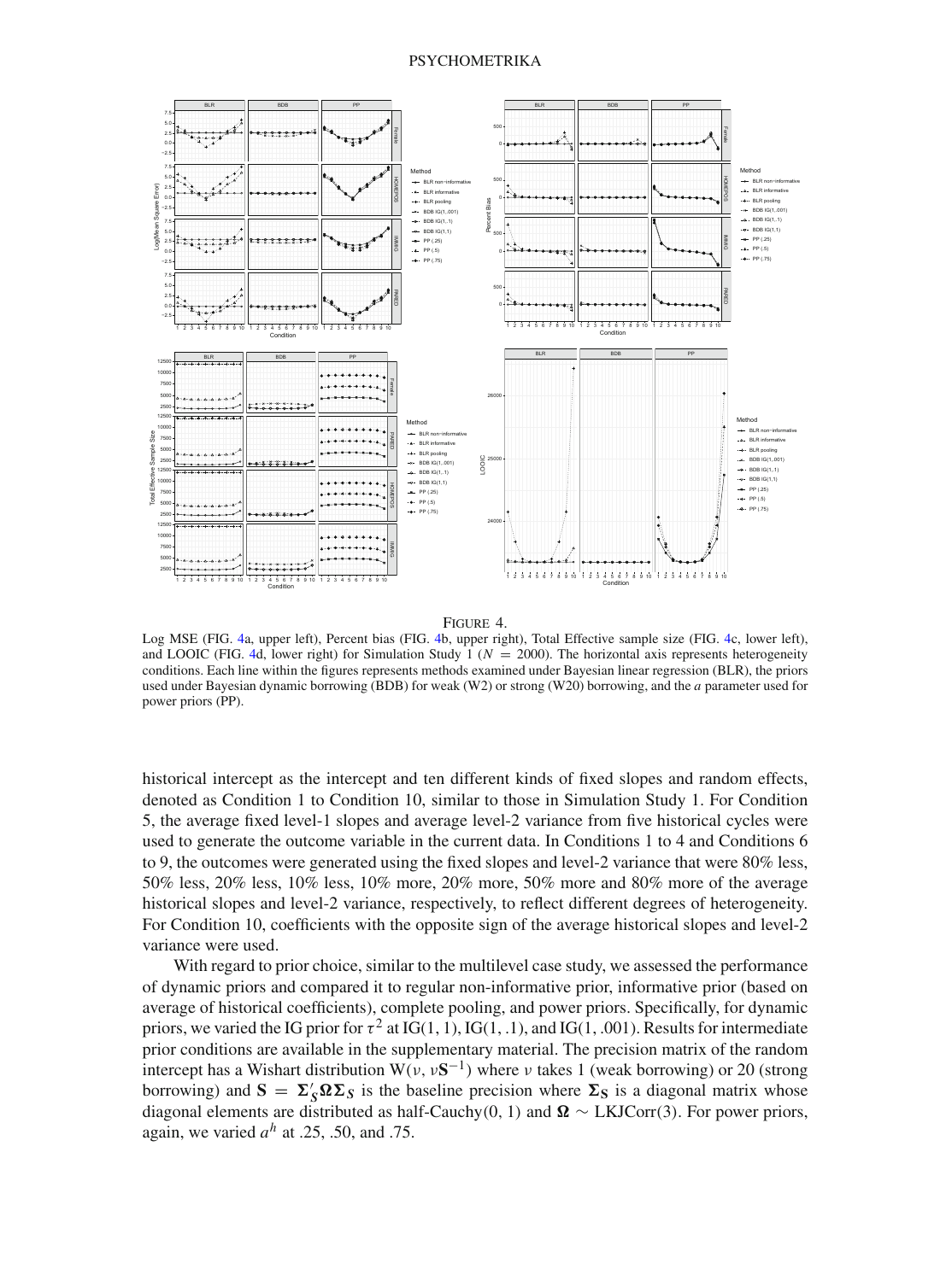FIGURE 4.

Log MSE (FIG. 4a, upper left), Percent bias (FIG. 4b, upper right), Total Effective sample size (FIG. 4c, lower left), and LOOIC (FIG. 4d, lower right) for Simulation Study 1 ($N = 2000$). The horizontal axis represents heterogeneity conditions. Each line within the figures represents methods examined under Bayesian linear regression (BLR), the priors used under Bayesian dynamic borrowing (BDB) for weak (W2) or strong (W20) borrowing, and the $a$ parameter used for power priors (PP).

historical intercept as the intercept and ten different kinds of fixed slopes and random effects, denoted as Condition 1 to Condition 10, similar to those in Simulation Study 1. For Condition 5, the average fixed level-1 slopes and average level-2 variance from five historical cycles were used to generate the outcome variable in the current data. In Conditions 1 to 4 and Conditions 6 to 9, the outcomes were generated using the fixed slopes and level-2 variance that were 80% less, 50% less, 20% less, 10% less, 10% more, 20% more, 50% more and 80% more of the average historical slopes and level-2 variance, respectively, to reflect different degrees of heterogeneity. For Condition 10, coefficients with the opposite sign of the average historical slopes and level-2 variance were used.

With regard to prior choice, similar to the multilevel case study, we assessed the performance of dynamic priors and compared it to regular non-informative prior, informative prior (based on average of historical coefficients), complete pooling, and power priors. Specifically, for dynamic priors, we varied the IG prior for $\tau^2$ at IG(1, 1), IG(1, .1), and IG(1, .001). Results for intermediate prior conditions are available in the supplementary material. The precision matrix of the random intercept has a Wishart distribution $\mathrm{W}(\nu, \nu\mathbf{S}^{-1})$ where $\nu$ takes 1 (weak borrowing) or 20 (strong borrowing) and $\mathbf{S} = \boldsymbol{\Sigma}'_S \boldsymbol{\Omega} \boldsymbol{\Sigma}_S$ is the baseline precision where $\boldsymbol{\Sigma}_\mathbf{S}$ is a diagonal matrix whose diagonal elements are distributed as half-Cauchy(0, 1) and $\boldsymbol{\Omega} \sim$ LKJCorr(3). For power priors, again, we varied $a^h$ at .25, .50, and .75.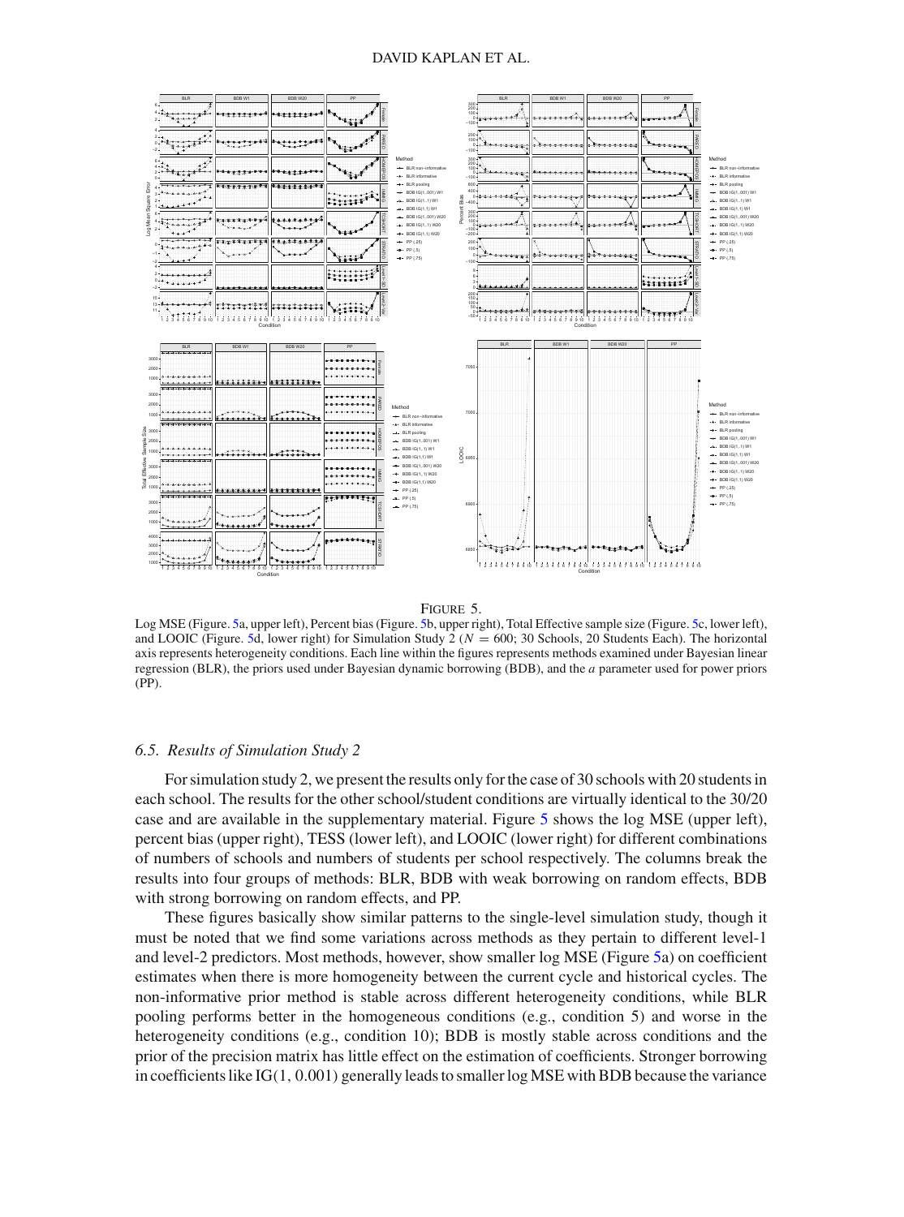FIGURE 5.

Log MSE (Figure. 5a, upper left), Percent bias (Figure. 5b, upper right), Total Effective sample size (Figure. 5c, lower left), and LOOIC (Figure. 5d, lower right) for Simulation Study 2 ($N = 600$; 30 Schools, 20 Students Each). The horizontal axis represents heterogeneity conditions. Each line within the figures represents methods examined under Bayesian linear regression (BLR), the priors used under Bayesian dynamic borrowing (BDB), and the $a$ parameter used for power priors (PP).

### 6.5. Results of Simulation Study 2

For simulation study 2, we present the results only for the case of 30 schools with 20 students in each school. The results for the other school/student conditions are virtually identical to the 30/20 case and are available in the supplementary material. Figure 5 shows the log MSE (upper left), percent bias (upper right), TESS (lower left), and LOOIC (lower right) for different combinations of numbers of schools and numbers of students per school respectively. The columns break the results into four groups of methods: BLR, BDB with weak borrowing on random effects, BDB with strong borrowing on random effects, and PP.

These figures basically show similar patterns to the single-level simulation study, though it must be noted that we find some variations across methods as they pertain to different level-1 and level-2 predictors. Most methods, however, show smaller log MSE (Figure 5a) on coefficient estimates when there is more homogeneity between the current cycle and historical cycles. The non-informative prior method is stable across different heterogeneity conditions, while BLR pooling performs better in the homogeneous conditions (e.g., condition 5) and worse in the heterogeneity conditions (e.g., condition 10); BDB is mostly stable across conditions and the prior of the precision matrix has little effect on the estimation of coefficients. Stronger borrowing in coefficients like IG(1, 0.001) generally leads to smaller log MSE with BDB because the variance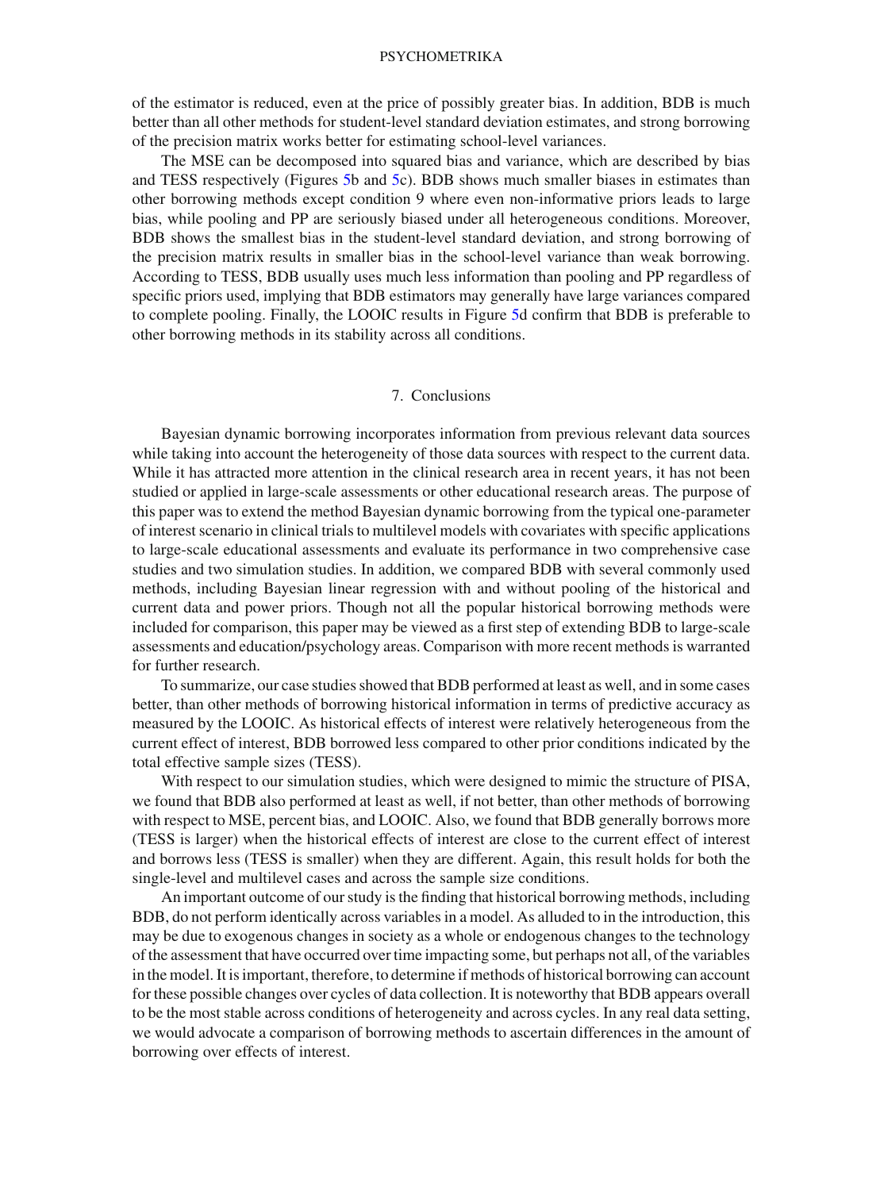of the estimator is reduced, even at the price of possibly greater bias. In addition, BDB is much better than all other methods for student-level standard deviation estimates, and strong borrowing of the precision matrix works better for estimating school-level variances.

The MSE can be decomposed into squared bias and variance, which are described by bias and TESS respectively (Figures 5b and 5c). BDB shows much smaller biases in estimates than other borrowing methods except condition 9 where even non-informative priors leads to large bias, while pooling and PP are seriously biased under all heterogeneous conditions. Moreover, BDB shows the smallest bias in the student-level standard deviation, and strong borrowing of the precision matrix results in smaller bias in the school-level variance than weak borrowing. According to TESS, BDB usually uses much less information than pooling and PP regardless of specific priors used, implying that BDB estimators may generally have large variances compared to complete pooling. Finally, the LOOIC results in Figure 5d confirm that BDB is preferable to other borrowing methods in its stability across all conditions.

## 7. Conclusions

Bayesian dynamic borrowing incorporates information from previous relevant data sources while taking into account the heterogeneity of those data sources with respect to the current data. While it has attracted more attention in the clinical research area in recent years, it has not been studied or applied in large-scale assessments or other educational research areas. The purpose of this paper was to extend the method Bayesian dynamic borrowing from the typical one-parameter of interest scenario in clinical trials to multilevel models with covariates with specific applications to large-scale educational assessments and evaluate its performance in two comprehensive case studies and two simulation studies. In addition, we compared BDB with several commonly used methods, including Bayesian linear regression with and without pooling of the historical and current data and power priors. Though not all the popular historical borrowing methods were included for comparison, this paper may be viewed as a first step of extending BDB to large-scale assessments and education/psychology areas. Comparison with more recent methods is warranted for further research.

To summarize, our case studies showed that BDB performed at least as well, and in some cases better, than other methods of borrowing historical information in terms of predictive accuracy as measured by the LOOIC. As historical effects of interest were relatively heterogeneous from the current effect of interest, BDB borrowed less compared to other prior conditions indicated by the total effective sample sizes (TESS).

With respect to our simulation studies, which were designed to mimic the structure of PISA, we found that BDB also performed at least as well, if not better, than other methods of borrowing with respect to MSE, percent bias, and LOOIC. Also, we found that BDB generally borrows more (TESS is larger) when the historical effects of interest are close to the current effect of interest and borrows less (TESS is smaller) when they are different. Again, this result holds for both the single-level and multilevel cases and across the sample size conditions.

An important outcome of our study is the finding that historical borrowing methods, including BDB, do not perform identically across variables in a model. As alluded to in the introduction, this may be due to exogenous changes in society as a whole or endogenous changes to the technology of the assessment that have occurred over time impacting some, but perhaps not all, of the variables in the model. It is important, therefore, to determine if methods of historical borrowing can account for these possible changes over cycles of data collection. It is noteworthy that BDB appears overall to be the most stable across conditions of heterogeneity and across cycles. In any real data setting, we would advocate a comparison of borrowing methods to ascertain differences in the amount of borrowing over effects of interest.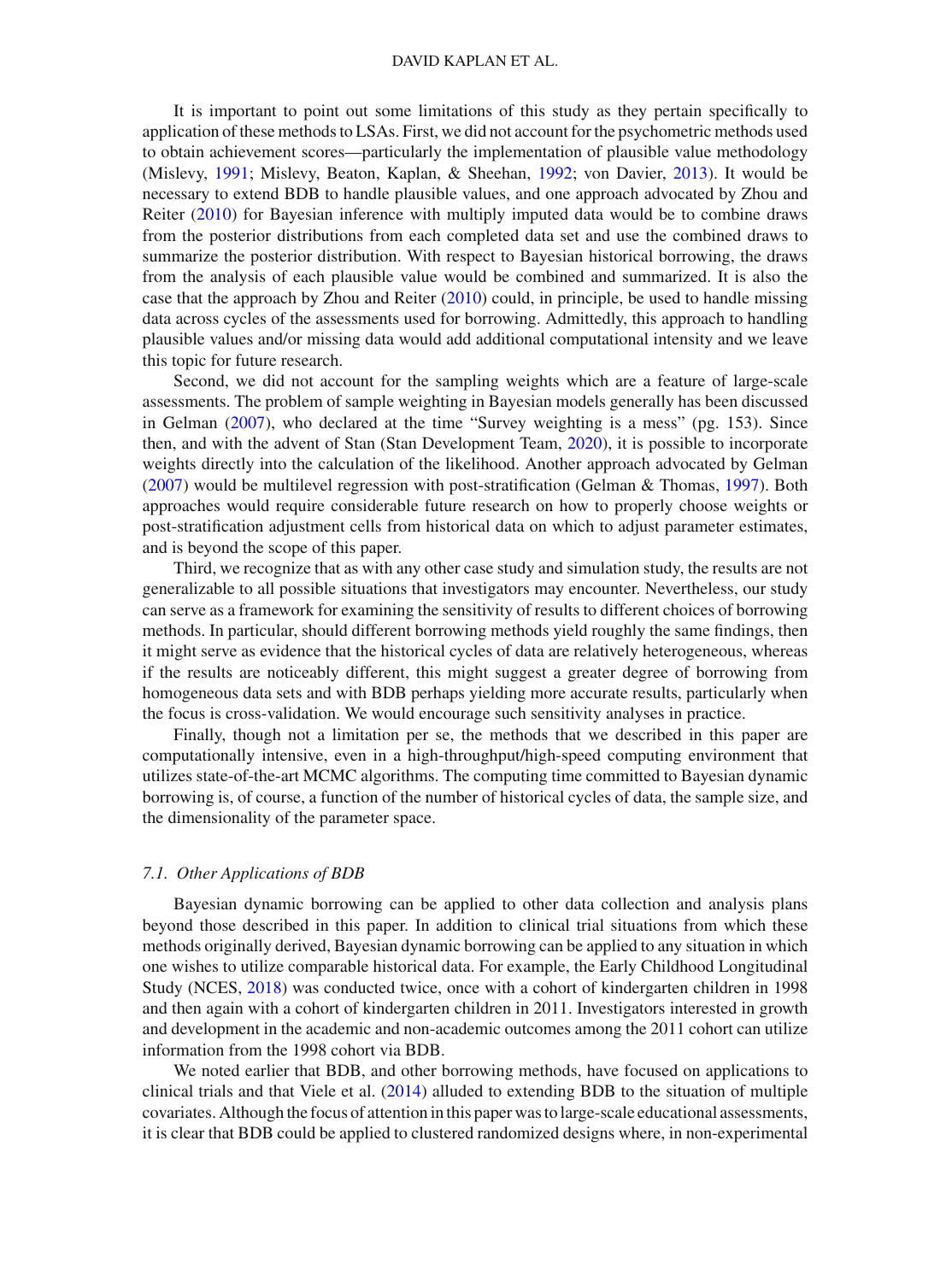It is important to point out some limitations of this study as they pertain specifically to application of these methods to LSAs. First, we did not account for the psychometric methods used to obtain achievement scores—particularly the implementation of plausible value methodology (Mislevy, 1991; Mislevy, Beaton, Kaplan, & Sheehan, 1992; von Davier, 2013). It would be necessary to extend BDB to handle plausible values, and one approach advocated by Zhou and Reiter (2010) for Bayesian inference with multiply imputed data would be to combine draws from the posterior distributions from each completed data set and use the combined draws to summarize the posterior distribution. With respect to Bayesian historical borrowing, the draws from the analysis of each plausible value would be combined and summarized. It is also the case that the approach by Zhou and Reiter (2010) could, in principle, be used to handle missing data across cycles of the assessments used for borrowing. Admittedly, this approach to handling plausible values and/or missing data would add additional computational intensity and we leave this topic for future research.

Second, we did not account for the sampling weights which are a feature of large-scale assessments. The problem of sample weighting in Bayesian models generally has been discussed in Gelman (2007), who declared at the time "Survey weighting is a mess" (pg. 153). Since then, and with the advent of Stan (Stan Development Team, 2020), it is possible to incorporate weights directly into the calculation of the likelihood. Another approach advocated by Gelman (2007) would be multilevel regression with post-stratification (Gelman & Thomas, 1997). Both approaches would require considerable future research on how to properly choose weights or post-stratification adjustment cells from historical data on which to adjust parameter estimates, and is beyond the scope of this paper.

Third, we recognize that as with any other case study and simulation study, the results are not generalizable to all possible situations that investigators may encounter. Nevertheless, our study can serve as a framework for examining the sensitivity of results to different choices of borrowing methods. In particular, should different borrowing methods yield roughly the same findings, then it might serve as evidence that the historical cycles of data are relatively heterogeneous, whereas if the results are noticeably different, this might suggest a greater degree of borrowing from homogeneous data sets and with BDB perhaps yielding more accurate results, particularly when the focus is cross-validation. We would encourage such sensitivity analyses in practice.

Finally, though not a limitation per se, the methods that we described in this paper are computationally intensive, even in a high-throughput/high-speed computing environment that utilizes state-of-the-art MCMC algorithms. The computing time committed to Bayesian dynamic borrowing is, of course, a function of the number of historical cycles of data, the sample size, and the dimensionality of the parameter space.

### *7.1. Other Applications of BDB*

Bayesian dynamic borrowing can be applied to other data collection and analysis plans beyond those described in this paper. In addition to clinical trial situations from which these methods originally derived, Bayesian dynamic borrowing can be applied to any situation in which one wishes to utilize comparable historical data. For example, the Early Childhood Longitudinal Study (NCES, 2018) was conducted twice, once with a cohort of kindergarten children in 1998 and then again with a cohort of kindergarten children in 2011. Investigators interested in growth and development in the academic and non-academic outcomes among the 2011 cohort can utilize information from the 1998 cohort via BDB.

We noted earlier that BDB, and other borrowing methods, have focused on applications to clinical trials and that Viele et al. (2014) alluded to extending BDB to the situation of multiple covariates. Although the focus of attention in this paper was to large-scale educational assessments, it is clear that BDB could be applied to clustered randomized designs where, in non-experimental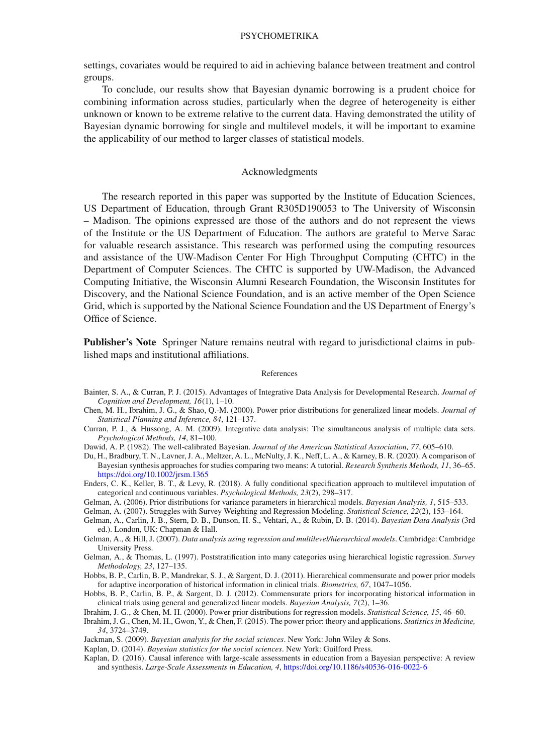settings, covariates would be required to aid in achieving balance between treatment and control groups.

To conclude, our results show that Bayesian dynamic borrowing is a prudent choice for combining information across studies, particularly when the degree of heterogeneity is either unknown or known to be extreme relative to the current data. Having demonstrated the utility of Bayesian dynamic borrowing for single and multilevel models, it will be important to examine the applicability of our method to larger classes of statistical models.

## Acknowledgments

The research reported in this paper was supported by the Institute of Education Sciences, US Department of Education, through Grant R305D190053 to The University of Wisconsin – Madison. The opinions expressed are those of the authors and do not represent the views of the Institute or the US Department of Education. The authors are grateful to Merve Sarac for valuable research assistance. This research was performed using the computing resources and assistance of the UW-Madison Center For High Throughput Computing (CHTC) in the Department of Computer Sciences. The CHTC is supported by UW-Madison, the Advanced Computing Initiative, the Wisconsin Alumni Research Foundation, the Wisconsin Institutes for Discovery, and the National Science Foundation, and is an active member of the Open Science Grid, which is supported by the National Science Foundation and the US Department of Energy's Office of Science.

**Publisher's Note** Springer Nature remains neutral with regard to jurisdictional claims in published maps and institutional affiliations.

## References

Bainter, S. A., & Curran, P. J. (2015). Advantages of Integrative Data Analysis for Developmental Research. *Journal of Cognition and Development, 16*(1), 1–10.

Chen, M. H., Ibrahim, J. G., & Shao, Q.-M. (2000). Power prior distributions for generalized linear models. *Journal of Statistical Planning and Inference, 84*, 121–137.

Curran, P. J., & Hussong, A. M. (2009). Integrative data analysis: The simultaneous analysis of multiple data sets. *Psychological Methods, 14*, 81–100.

Dawid, A. P. (1982). The well-calibrated Bayesian. *Journal of the American Statistical Association, 77*, 605–610.

Du, H., Bradbury, T. N., Lavner, J. A., Meltzer, A. L., McNulty, J. K., Neff, L. A., & Karney, B. R. (2020). A comparison of Bayesian synthesis approaches for studies comparing two means: A tutorial. *Research Synthesis Methods, 11*, 36–65. https://doi.org/10.1002/jrsm.1365

Enders, C. K., Keller, B. T., & Levy, R. (2018). A fully conditional specification approach to multilevel imputation of categorical and continuous variables. *Psychological Methods, 23*(2), 298–317.

Gelman, A. (2006). Prior distributions for variance parameters in hierarchical models. *Bayesian Analysis, 1*, 515–533.

Gelman, A. (2007). Struggles with Survey Weighting and Regression Modeling. *Statistical Science, 22*(2), 153–164.

Gelman, A., Carlin, J. B., Stern, D. B., Dunson, H. S., Vehtari, A., & Rubin, D. B. (2014). *Bayesian Data Analysis* (3rd ed.). London, UK: Chapman & Hall.

Gelman, A., & Hill, J. (2007). *Data analysis using regression and multilevel/hierarchical models*. Cambridge: Cambridge University Press.

Gelman, A., & Thomas, L. (1997). Poststratification into many categories using hierarchical logistic regression. *Survey Methodology, 23*, 127–135.

Hobbs, B. P., Carlin, B. P., Mandrekar, S. J., & Sargent, D. J. (2011). Hierarchical commensurate and power prior models for adaptive incorporation of historical information in clinical trials. *Biometrics, 67*, 1047–1056.

Hobbs, B. P., Carlin, B. P., & Sargent, D. J. (2012). Commensurate priors for incorporating historical information in clinical trials using general and generalized linear models. *Bayesian Analysis, 7*(2), 1–36.

Ibrahim, J. G., & Chen, M. H. (2000). Power prior distributions for regression models. *Statistical Science, 15*, 46–60.

Ibrahim, J. G., Chen, M. H., Gwon, Y., & Chen, F. (2015). The power prior: theory and applications. *Statistics in Medicine, 34*, 3724–3749.

Jackman, S. (2009). *Bayesian analysis for the social sciences*. New York: John Wiley & Sons.

Kaplan, D. (2014). *Bayesian statistics for the social sciences*. New York: Guilford Press.

Kaplan, D. (2016). Causal inference with large-scale assessments in education from a Bayesian perspective: A review and synthesis. *Large-Scale Assessments in Education, 4*, https://doi.org/10.1186/s40536-016-0022-6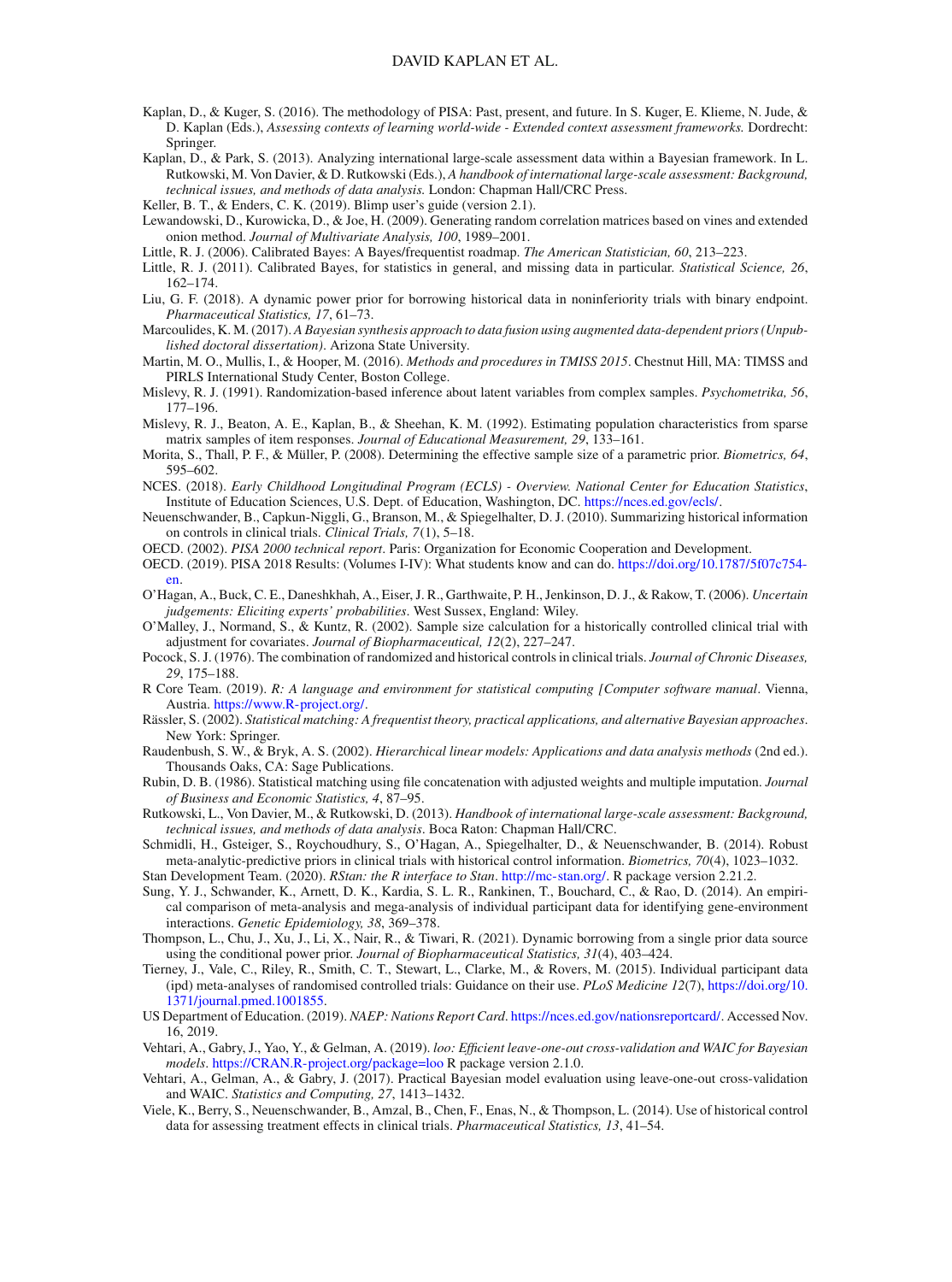Kaplan, D., & Kuger, S. (2016). The methodology of PISA: Past, present, and future. In S. Kuger, E. Klieme, N. Jude, & D. Kaplan (Eds.), *Assessing contexts of learning world-wide - Extended context assessment frameworks.* Dordrecht: Springer.

Kaplan, D., & Park, S. (2013). Analyzing international large-scale assessment data within a Bayesian framework. In L. Rutkowski, M. Von Davier, & D. Rutkowski (Eds.), *A handbook of international large-scale assessment: Background, technical issues, and methods of data analysis.* London: Chapman Hall/CRC Press.

Keller, B. T., & Enders, C. K. (2019). Blimp user's guide (version 2.1).

Lewandowski, D., Kurowicka, D., & Joe, H. (2009). Generating random correlation matrices based on vines and extended onion method. *Journal of Multivariate Analysis, 100*, 1989–2001.

Little, R. J. (2006). Calibrated Bayes: A Bayes/frequentist roadmap. *The American Statistician, 60*, 213–223.

Little, R. J. (2011). Calibrated Bayes, for statistics in general, and missing data in particular. *Statistical Science, 26*, 162–174.

Liu, G. F. (2018). A dynamic power prior for borrowing historical data in noninferiority trials with binary endpoint. *Pharmaceutical Statistics, 17*, 61–73.

Marcoulides, K. M. (2017). *A Bayesian synthesis approach to data fusion using augmented data-dependent priors (Unpublished doctoral dissertation)*. Arizona State University.

Martin, M. O., Mullis, I., & Hooper, M. (2016). *Methods and procedures in TMISS 2015*. Chestnut Hill, MA: TIMSS and PIRLS International Study Center, Boston College.

Mislevy, R. J. (1991). Randomization-based inference about latent variables from complex samples. *Psychometrika, 56*, 177–196.

Mislevy, R. J., Beaton, A. E., Kaplan, B., & Sheehan, K. M. (1992). Estimating population characteristics from sparse matrix samples of item responses. *Journal of Educational Measurement, 29*, 133–161.

Morita, S., Thall, P. F., & Müller, P. (2008). Determining the effective sample size of a parametric prior. *Biometrics, 64*, 595–602.

NCES. (2018). *Early Childhood Longitudinal Program (ECLS) - Overview. National Center for Education Statistics*, Institute of Education Sciences, U.S. Dept. of Education, Washington, DC. https://nces.ed.gov/ecls/.

Neuenschwander, B., Capkun-Niggli, G., Branson, M., & Spiegelhalter, D. J. (2010). Summarizing historical information on controls in clinical trials. *Clinical Trials, 7*(1), 5–18.

OECD. (2002). *PISA 2000 technical report*. Paris: Organization for Economic Cooperation and Development.

OECD. (2019). PISA 2018 Results: (Volumes I-IV): What students know and can do. https://doi.org/10.1787/5f07c754-en.

O'Hagan, A., Buck, C. E., Daneshkhah, A., Eiser, J. R., Garthwaite, P. H., Jenkinson, D. J., & Rakow, T. (2006). *Uncertain judgements: Eliciting experts' probabilities*. West Sussex, England: Wiley.

O'Malley, J., Normand, S., & Kuntz, R. (2002). Sample size calculation for a historically controlled clinical trial with adjustment for covariates. *Journal of Biopharmaceutical, 12*(2), 227–247.

Pocock, S. J. (1976). The combination of randomized and historical controls in clinical trials. *Journal of Chronic Diseases, 29*, 175–188.

R Core Team. (2019). *R: A language and environment for statistical computing [Computer software manual*. Vienna, Austria. https://www.R-project.org/.

Rässler, S. (2002). *Statistical matching: A frequentist theory, practical applications, and alternative Bayesian approaches*. New York: Springer.

Raudenbush, S. W., & Bryk, A. S. (2002). *Hierarchical linear models: Applications and data analysis methods* (2nd ed.). Thousands Oaks, CA: Sage Publications.

Rubin, D. B. (1986). Statistical matching using file concatenation with adjusted weights and multiple imputation. *Journal of Business and Economic Statistics, 4*, 87–95.

Rutkowski, L., Von Davier, M., & Rutkowski, D. (2013). *Handbook of international large-scale assessment: Background, technical issues, and methods of data analysis*. Boca Raton: Chapman Hall/CRC.

Schmidli, H., Gsteiger, S., Roychoudhury, S., O'Hagan, A., Spiegelhalter, D., & Neuenschwander, B. (2014). Robust meta-analytic-predictive priors in clinical trials with historical control information. *Biometrics, 70*(4), 1023–1032.

Stan Development Team. (2020). *RStan: the R interface to Stan*. http://mc-stan.org/. R package version 2.21.2.

Sung, Y. J., Schwander, K., Arnett, D. K., Kardia, S. L. R., Rankinen, T., Bouchard, C., & Rao, D. (2014). An empirical comparison of meta-analysis and mega-analysis of individual participant data for identifying gene-environment interactions. *Genetic Epidemiology, 38*, 369–378.

Thompson, L., Chu, J., Xu, J., Li, X., Nair, R., & Tiwari, R. (2021). Dynamic borrowing from a single prior data source using the conditional power prior. *Journal of Biopharmaceutical Statistics, 31*(4), 403–424.

Tierney, J., Vale, C., Riley, R., Smith, C. T., Stewart, L., Clarke, M., & Rovers, M. (2015). Individual participant data (ipd) meta-analyses of randomised controlled trials: Guidance on their use. *PLoS Medicine 12*(7), https://doi.org/10.1371/journal.pmed.1001855.

US Department of Education. (2019). *NAEP: Nations Report Card*. https://nces.ed.gov/nationsreportcard/. Accessed Nov. 16, 2019.

Vehtari, A., Gabry, J., Yao, Y., & Gelman, A. (2019). *loo: Efficient leave-one-out cross-validation and WAIC for Bayesian models*. https://CRAN.R-project.org/package=loo R package version 2.1.0.

Vehtari, A., Gelman, A., & Gabry, J. (2017). Practical Bayesian model evaluation using leave-one-out cross-validation and WAIC. *Statistics and Computing, 27*, 1413–1432.

Viele, K., Berry, S., Neuenschwander, B., Amzal, B., Chen, F., Enas, N., & Thompson, L. (2014). Use of historical control data for assessing treatment effects in clinical trials. *Pharmaceutical Statistics, 13*, 41–54.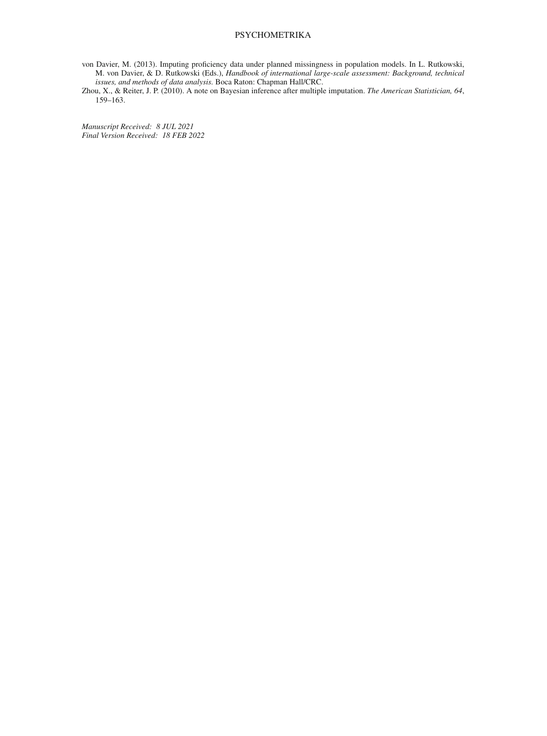von Davier, M. (2013). Imputing proficiency data under planned missingness in population models. In L. Rutkowski, M. von Davier, & D. Rutkowski (Eds.), *Handbook of international large-scale assessment: Background, technical issues, and methods of data analysis.* Boca Raton: Chapman Hall/CRC.

Zhou, X., & Reiter, J. P. (2010). A note on Bayesian inference after multiple imputation. *The American Statistician, 64*, 159–163.

*Manuscript Received: 8 JUL 2021*
*Final Version Received: 18 FEB 2022*